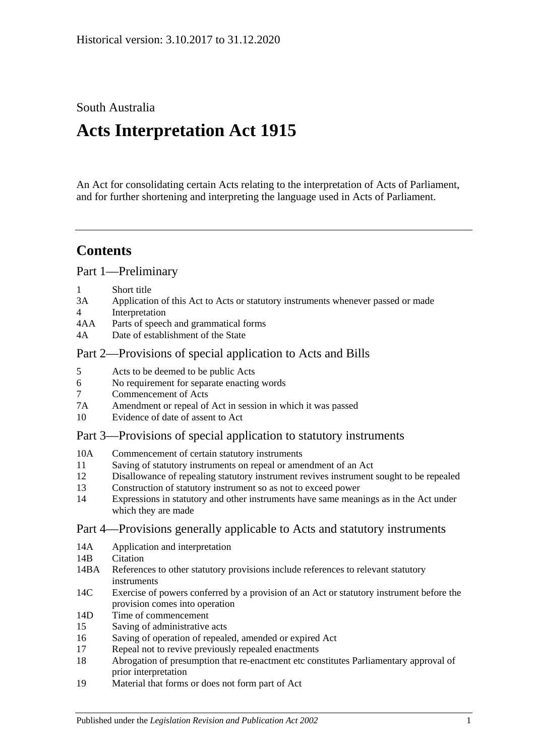Historical version: 3.10.2017 to 31.12.2020

South Australia

# Acts Interpretation Act 1915

An Act for consolidating certain Acts relating to the interpretation of Acts of Parliament, and for further shortening and interpreting the language used in Acts of Parliament.

## Contents

### Part 1—Preliminary

- 1 Short title
- 3A Application of this Act to Acts or statutory instruments whenever passed or made
- 4 Interpretation
- 4AA Parts of speech and grammatical forms
- 4A Date of establishment of the State

### Part 2—Provisions of special application to Acts and Bills

- 5 Acts to be deemed to be public Acts
- 6 No requirement for separate enacting words
- 7 Commencement of Acts
- 7A Amendment or repeal of Act in session in which it was passed
- 10 Evidence of date of assent to Act

### Part 3—Provisions of special application to statutory instruments

- 10A Commencement of certain statutory instruments
- 11 Saving of statutory instruments on repeal or amendment of an Act
- 12 Disallowance of repealing statutory instrument revives instrument sought to be repealed
- 13 Construction of statutory instrument so as not to exceed power
- 14 Expressions in statutory and other instruments have same meanings as in the Act under which they are made

### Part 4—Provisions generally applicable to Acts and statutory instruments

- 14A Application and interpretation
- 14B Citation
- 14BA References to other statutory provisions include references to relevant statutory instruments
- 14C Exercise of powers conferred by a provision of an Act or statutory instrument before the provision comes into operation
- 14D Time of commencement
- 15 Saving of administrative acts
- 16 Saving of operation of repealed, amended or expired Act
- 17 Repeal not to revive previously repealed enactments
- 18 Abrogation of presumption that re-enactment etc constitutes Parliamentary approval of prior interpretation
- 19 Material that forms or does not form part of Act

Published under the *Legislation Revision and Publication Act 2002*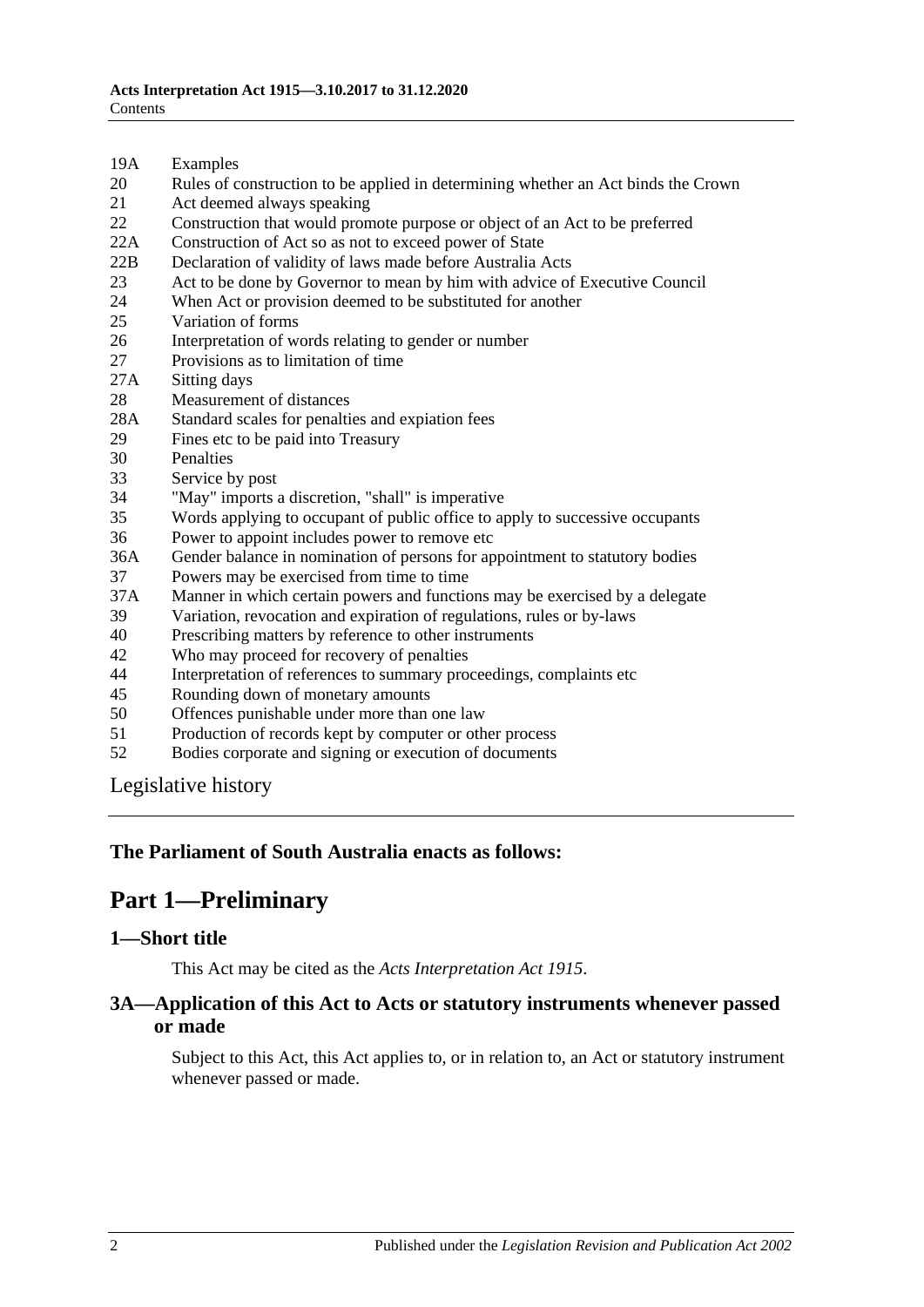19A Examples
20 Rules of construction to be applied in determining whether an Act binds the Crown
21 Act deemed always speaking
22 Construction that would promote purpose or object of an Act to be preferred
22A Construction of Act so as not to exceed power of State
22B Declaration of validity of laws made before Australia Acts
23 Act to be done by Governor to mean by him with advice of Executive Council
24 When Act or provision deemed to be substituted for another
25 Variation of forms
26 Interpretation of words relating to gender or number
27 Provisions as to limitation of time
27A Sitting days
28 Measurement of distances
28A Standard scales for penalties and expiation fees
29 Fines etc to be paid into Treasury
30 Penalties
33 Service by post
34 "May" imports a discretion, "shall" is imperative
35 Words applying to occupant of public office to apply to successive occupants
36 Power to appoint includes power to remove etc
36A Gender balance in nomination of persons for appointment to statutory bodies
37 Powers may be exercised from time to time
37A Manner in which certain powers and functions may be exercised by a delegate
39 Variation, revocation and expiration of regulations, rules or by-laws
40 Prescribing matters by reference to other instruments
42 Who may proceed for recovery of penalties
44 Interpretation of references to summary proceedings, complaints etc
45 Rounding down of monetary amounts
50 Offences punishable under more than one law
51 Production of records kept by computer or other process
52 Bodies corporate and signing or execution of documents

Legislative history

**The Parliament of South Australia enacts as follows:**

# Part 1—Preliminary

## 1—Short title

This Act may be cited as the *Acts Interpretation Act 1915*.

## 3A—Application of this Act to Acts or statutory instruments whenever passed or made

Subject to this Act, this Act applies to, or in relation to, an Act or statutory instrument whenever passed or made.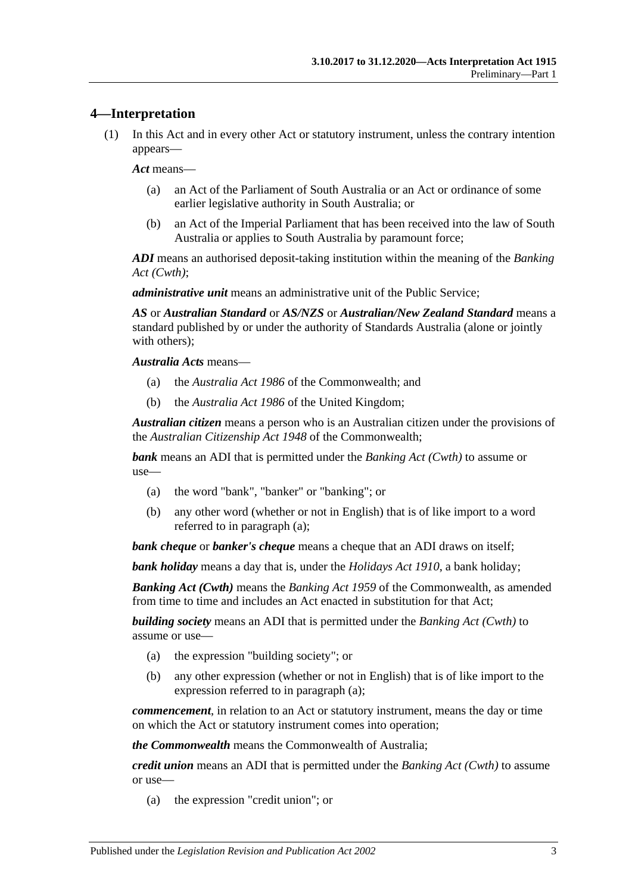## 4—Interpretation

(1) In this Act and in every other Act or statutory instrument, unless the contrary intention appears—

***Act*** means—

- (a) an Act of the Parliament of South Australia or an Act or ordinance of some earlier legislative authority in South Australia; or
- (b) an Act of the Imperial Parliament that has been received into the law of South Australia or applies to South Australia by paramount force;

***ADI*** means an authorised deposit-taking institution within the meaning of the *Banking Act (Cwth)*;

***administrative unit*** means an administrative unit of the Public Service;

***AS*** or ***Australian Standard*** or ***AS/NZS*** or ***Australian/New Zealand Standard*** means a standard published by or under the authority of Standards Australia (alone or jointly with others);

***Australia Acts*** means—

- (a) the *Australia Act 1986* of the Commonwealth; and
- (b) the *Australia Act 1986* of the United Kingdom;

***Australian citizen*** means a person who is an Australian citizen under the provisions of the *Australian Citizenship Act 1948* of the Commonwealth;

***bank*** means an ADI that is permitted under the *Banking Act (Cwth)* to assume or use—

- (a) the word "bank", "banker" or "banking"; or
- (b) any other word (whether or not in English) that is of like import to a word referred to in paragraph (a);

***bank cheque*** or ***banker's cheque*** means a cheque that an ADI draws on itself;

***bank holiday*** means a day that is, under the *Holidays Act 1910*, a bank holiday;

***Banking Act (Cwth)*** means the *Banking Act 1959* of the Commonwealth, as amended from time to time and includes an Act enacted in substitution for that Act;

***building society*** means an ADI that is permitted under the *Banking Act (Cwth)* to assume or use—

- (a) the expression "building society"; or
- (b) any other expression (whether or not in English) that is of like import to the expression referred to in paragraph (a);

***commencement***, in relation to an Act or statutory instrument, means the day or time on which the Act or statutory instrument comes into operation;

***the Commonwealth*** means the Commonwealth of Australia;

***credit union*** means an ADI that is permitted under the *Banking Act (Cwth)* to assume or use—

- (a) the expression "credit union"; or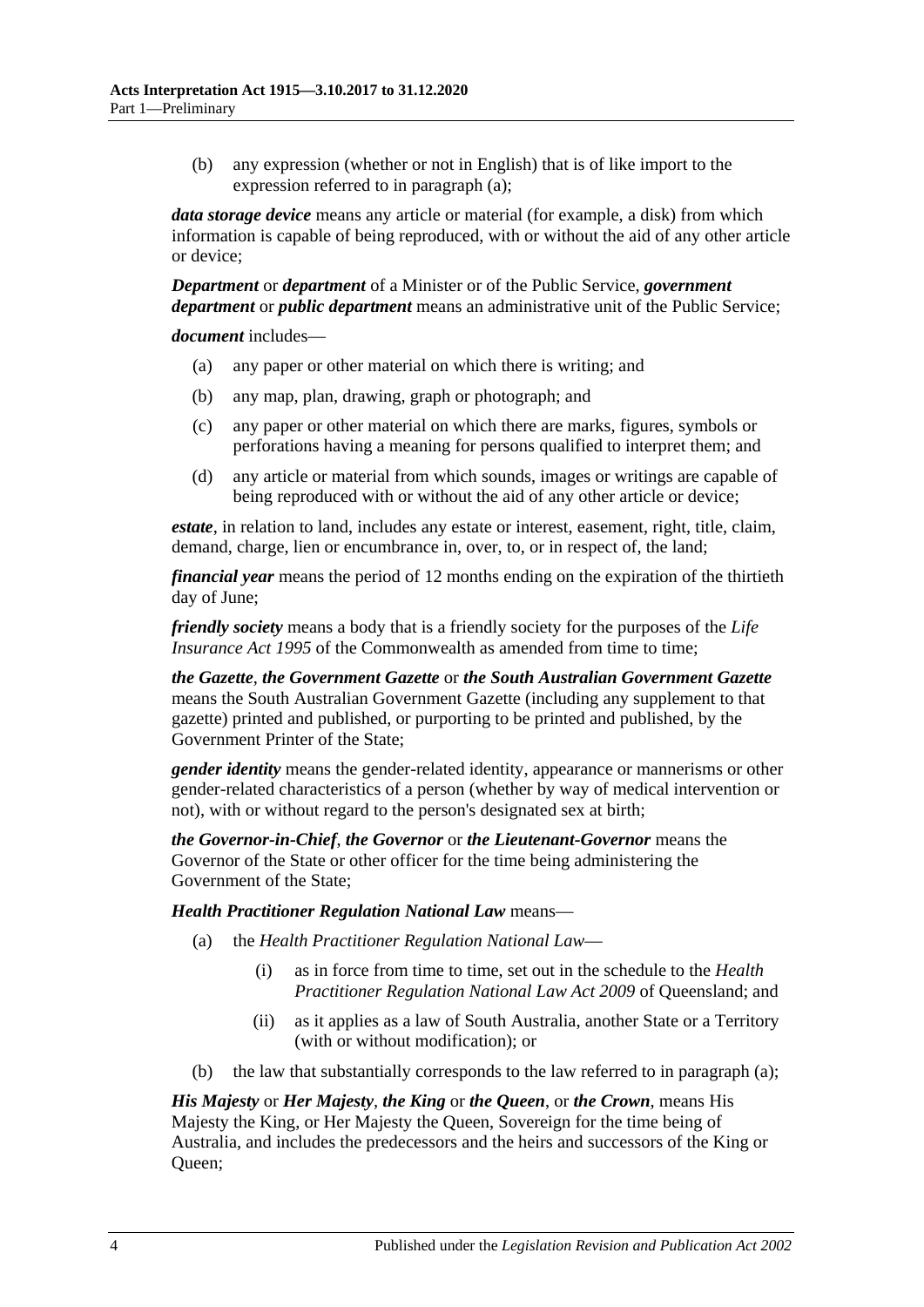(b) any expression (whether or not in English) that is of like import to the expression referred to in paragraph (a);

***data storage device*** means any article or material (for example, a disk) from which information is capable of being reproduced, with or without the aid of any other article or device;

***Department*** or ***department*** of a Minister or of the Public Service, ***government department*** or ***public department*** means an administrative unit of the Public Service;

***document*** includes—

(a) any paper or other material on which there is writing; and

(b) any map, plan, drawing, graph or photograph; and

(c) any paper or other material on which there are marks, figures, symbols or perforations having a meaning for persons qualified to interpret them; and

(d) any article or material from which sounds, images or writings are capable of being reproduced with or without the aid of any other article or device;

***estate***, in relation to land, includes any estate or interest, easement, right, title, claim, demand, charge, lien or encumbrance in, over, to, or in respect of, the land;

***financial year*** means the period of 12 months ending on the expiration of the thirtieth day of June;

***friendly society*** means a body that is a friendly society for the purposes of the *Life Insurance Act 1995* of the Commonwealth as amended from time to time;

***the Gazette***, ***the Government Gazette*** or ***the South Australian Government Gazette*** means the South Australian Government Gazette (including any supplement to that gazette) printed and published, or purporting to be printed and published, by the Government Printer of the State;

***gender identity*** means the gender-related identity, appearance or mannerisms or other gender-related characteristics of a person (whether by way of medical intervention or not), with or without regard to the person's designated sex at birth;

***the Governor-in-Chief***, ***the Governor*** or ***the Lieutenant-Governor*** means the Governor of the State or other officer for the time being administering the Government of the State;

***Health Practitioner Regulation National Law*** means—

(a) the *Health Practitioner Regulation National Law*—

(i) as in force from time to time, set out in the schedule to the *Health Practitioner Regulation National Law Act 2009* of Queensland; and

(ii) as it applies as a law of South Australia, another State or a Territory (with or without modification); or

(b) the law that substantially corresponds to the law referred to in paragraph (a);

***His Majesty*** or ***Her Majesty***, ***the King*** or ***the Queen***, or ***the Crown***, means His Majesty the King, or Her Majesty the Queen, Sovereign for the time being of Australia, and includes the predecessors and the heirs and successors of the King or Queen;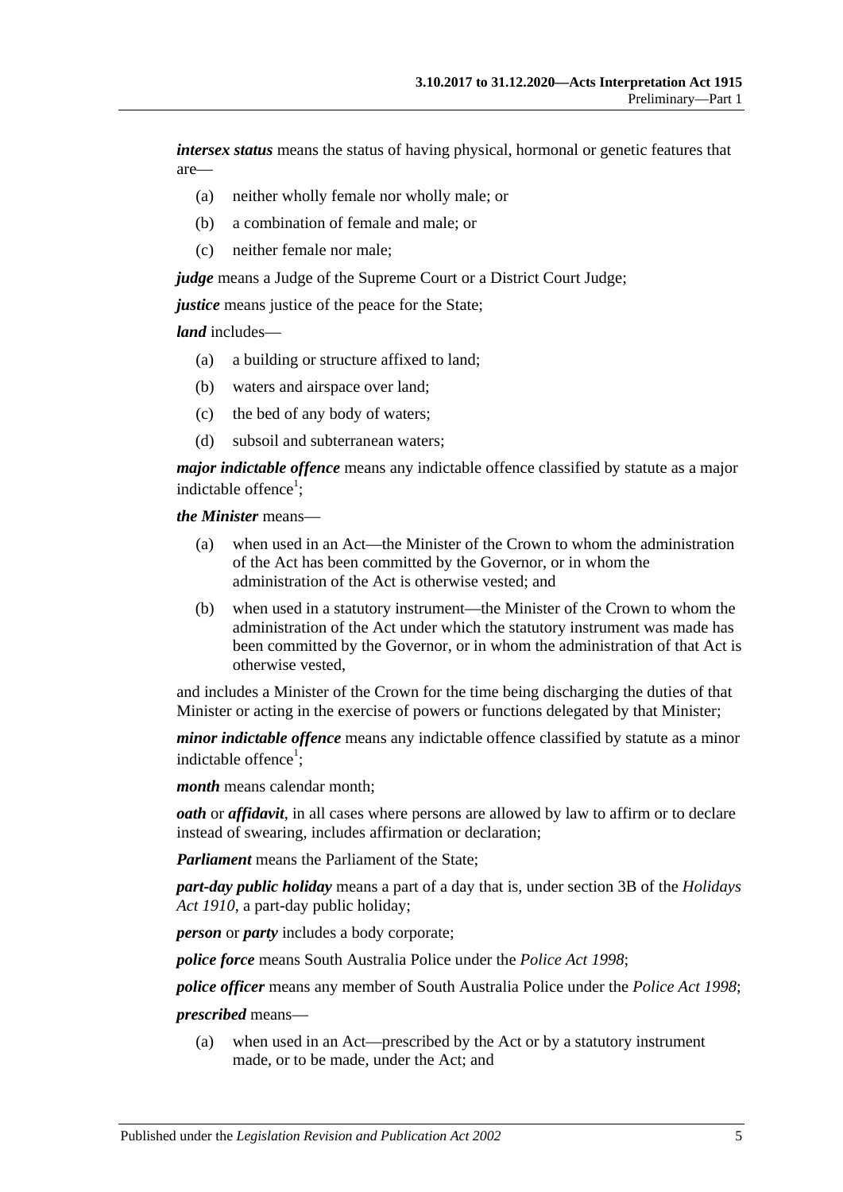***intersex status*** means the status of having physical, hormonal or genetic features that are—

(a) neither wholly female nor wholly male; or

(b) a combination of female and male; or

(c) neither female nor male;

***judge*** means a Judge of the Supreme Court or a District Court Judge;

***justice*** means justice of the peace for the State;

***land*** includes—

(a) a building or structure affixed to land;

(b) waters and airspace over land;

(c) the bed of any body of waters;

(d) subsoil and subterranean waters;

***major indictable offence*** means any indictable offence classified by statute as a major indictable offence[1];

***the Minister*** means—

(a) when used in an Act—the Minister of the Crown to whom the administration of the Act has been committed by the Governor, or in whom the administration of the Act is otherwise vested; and

(b) when used in a statutory instrument—the Minister of the Crown to whom the administration of the Act under which the statutory instrument was made has been committed by the Governor, or in whom the administration of that Act is otherwise vested,

and includes a Minister of the Crown for the time being discharging the duties of that Minister or acting in the exercise of powers or functions delegated by that Minister;

***minor indictable offence*** means any indictable offence classified by statute as a minor indictable offence[1];

***month*** means calendar month;

***oath*** or ***affidavit***, in all cases where persons are allowed by law to affirm or to declare instead of swearing, includes affirmation or declaration;

***Parliament*** means the Parliament of the State;

***part-day public holiday*** means a part of a day that is, under section 3B of the *Holidays Act 1910*, a part-day public holiday;

***person*** or ***party*** includes a body corporate;

***police force*** means South Australia Police under the *Police Act 1998*;

***police officer*** means any member of South Australia Police under the *Police Act 1998*;

***prescribed*** means—

(a) when used in an Act—prescribed by the Act or by a statutory instrument made, or to be made, under the Act; and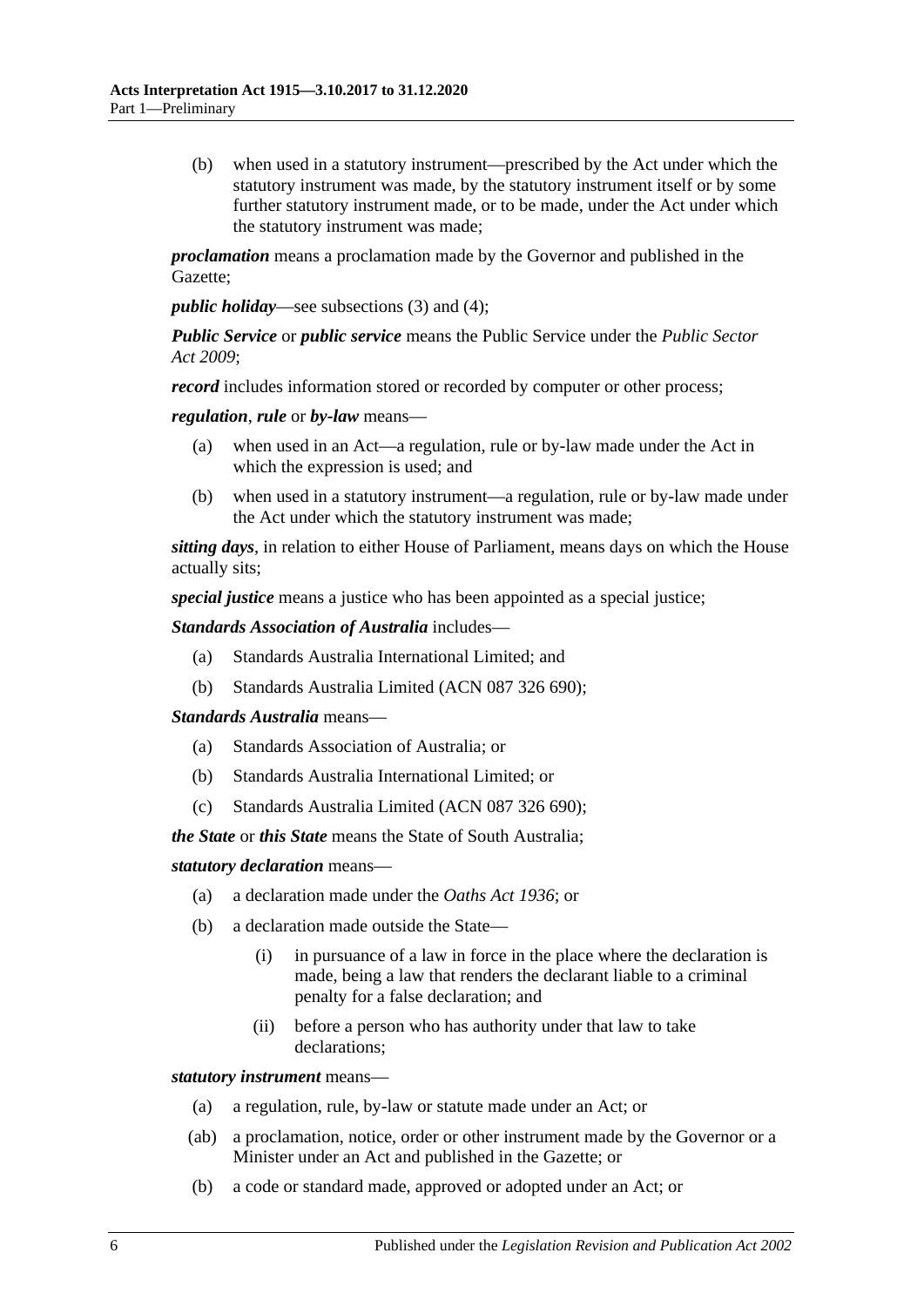(b) when used in a statutory instrument—prescribed by the Act under which the statutory instrument was made, by the statutory instrument itself or by some further statutory instrument made, or to be made, under the Act under which the statutory instrument was made;

***proclamation*** means a proclamation made by the Governor and published in the Gazette;

***public holiday***—see subsections (3) and (4);

***Public Service*** or ***public service*** means the Public Service under the *Public Sector Act 2009*;

***record*** includes information stored or recorded by computer or other process;

***regulation***, ***rule*** or ***by-law*** means—

(a) when used in an Act—a regulation, rule or by-law made under the Act in which the expression is used; and

(b) when used in a statutory instrument—a regulation, rule or by-law made under the Act under which the statutory instrument was made;

***sitting days***, in relation to either House of Parliament, means days on which the House actually sits;

***special justice*** means a justice who has been appointed as a special justice;

***Standards Association of Australia*** includes—

(a) Standards Australia International Limited; and

(b) Standards Australia Limited (ACN 087 326 690);

***Standards Australia*** means—

(a) Standards Association of Australia; or

(b) Standards Australia International Limited; or

(c) Standards Australia Limited (ACN 087 326 690);

***the State*** or ***this State*** means the State of South Australia;

***statutory declaration*** means—

(a) a declaration made under the *Oaths Act 1936*; or

(b) a declaration made outside the State—

(i) in pursuance of a law in force in the place where the declaration is made, being a law that renders the declarant liable to a criminal penalty for a false declaration; and

(ii) before a person who has authority under that law to take declarations;

***statutory instrument*** means—

(a) a regulation, rule, by-law or statute made under an Act; or

(ab) a proclamation, notice, order or other instrument made by the Governor or a Minister under an Act and published in the Gazette; or

(b) a code or standard made, approved or adopted under an Act; or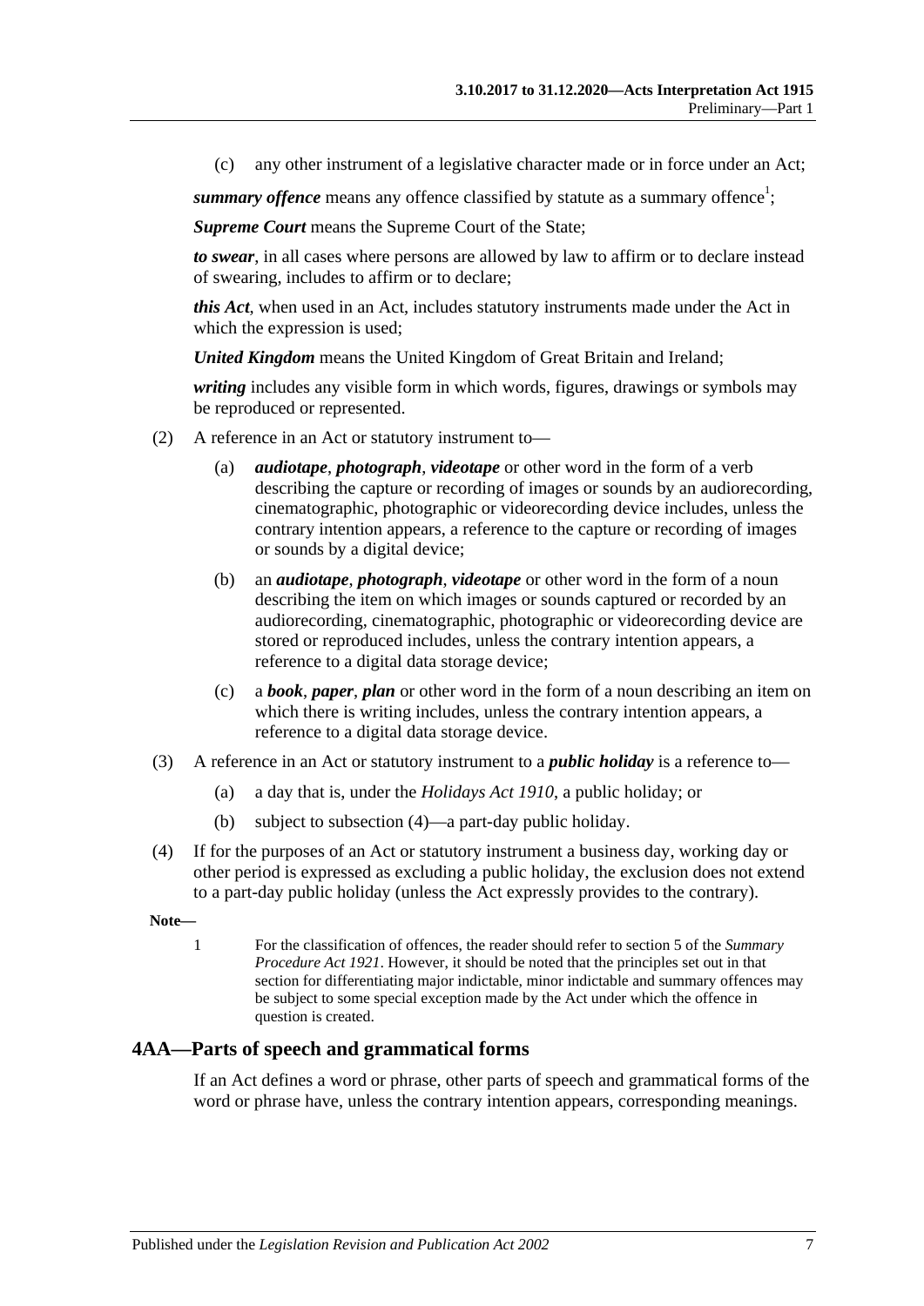(c) any other instrument of a legislative character made or in force under an Act;

***summary offence*** means any offence classified by statute as a summary offence[1];

***Supreme Court*** means the Supreme Court of the State;

***to swear***, in all cases where persons are allowed by law to affirm or to declare instead of swearing, includes to affirm or to declare;

***this Act***, when used in an Act, includes statutory instruments made under the Act in which the expression is used;

***United Kingdom*** means the United Kingdom of Great Britain and Ireland;

***writing*** includes any visible form in which words, figures, drawings or symbols may be reproduced or represented.

(2) A reference in an Act or statutory instrument to—

(a) ***audiotape***, ***photograph***, ***videotape*** or other word in the form of a verb describing the capture or recording of images or sounds by an audiorecording, cinematographic, photographic or videorecording device includes, unless the contrary intention appears, a reference to the capture or recording of images or sounds by a digital device;

(b) an ***audiotape***, ***photograph***, ***videotape*** or other word in the form of a noun describing the item on which images or sounds captured or recorded by an audiorecording, cinematographic, photographic or videorecording device are stored or reproduced includes, unless the contrary intention appears, a reference to a digital data storage device;

(c) a ***book***, ***paper***, ***plan*** or other word in the form of a noun describing an item on which there is writing includes, unless the contrary intention appears, a reference to a digital data storage device.

(3) A reference in an Act or statutory instrument to a ***public holiday*** is a reference to—

(a) a day that is, under the *Holidays Act 1910*, a public holiday; or

(b) subject to subsection (4)—a part-day public holiday.

(4) If for the purposes of an Act or statutory instrument a business day, working day or other period is expressed as excluding a public holiday, the exclusion does not extend to a part-day public holiday (unless the Act expressly provides to the contrary).

**Note—**

1 For the classification of offences, the reader should refer to section 5 of the *Summary Procedure Act 1921*. However, it should be noted that the principles set out in that section for differentiating major indictable, minor indictable and summary offences may be subject to some special exception made by the Act under which the offence in question is created.

## 4AA—Parts of speech and grammatical forms

If an Act defines a word or phrase, other parts of speech and grammatical forms of the word or phrase have, unless the contrary intention appears, corresponding meanings.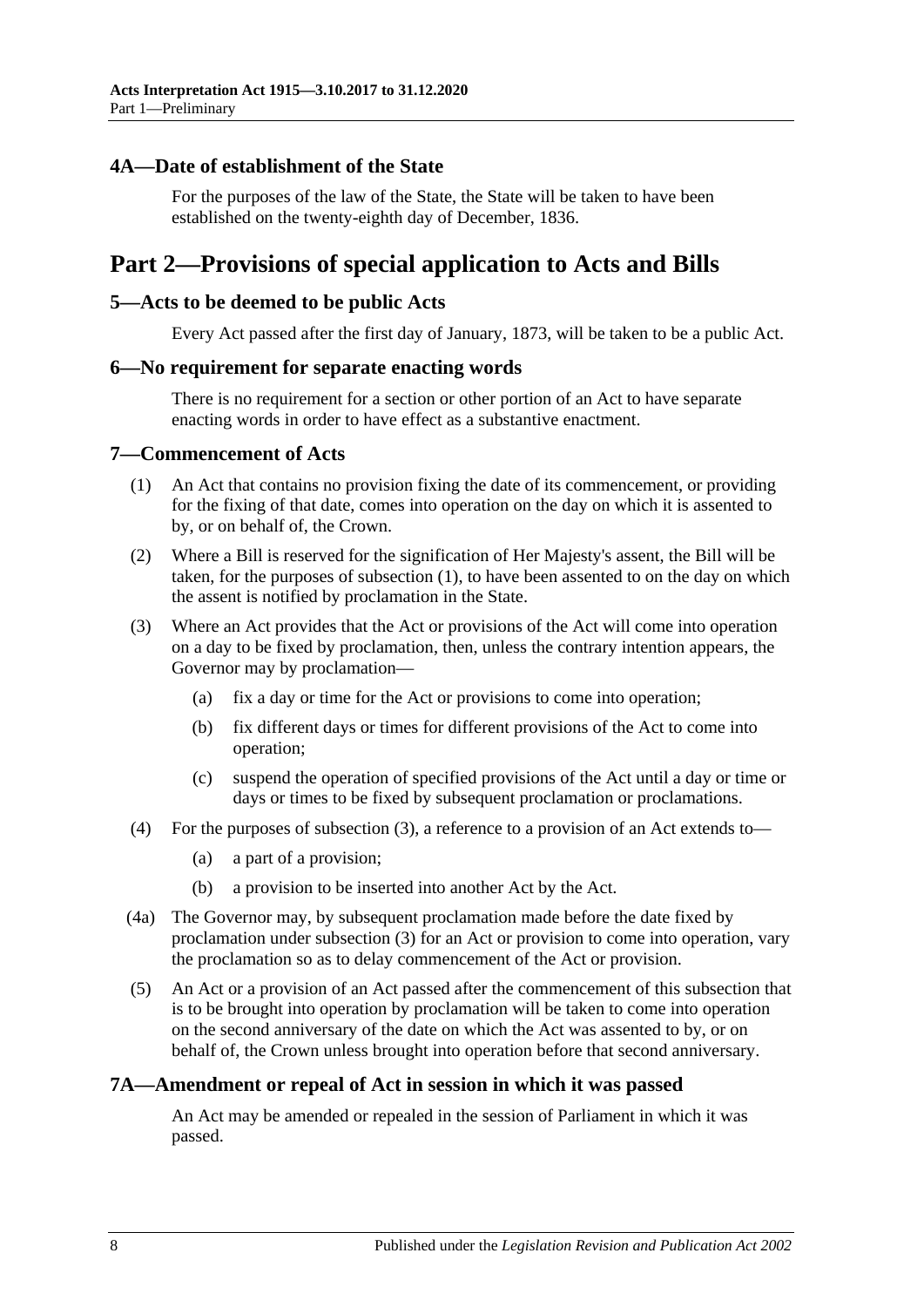### 4A—Date of establishment of the State

For the purposes of the law of the State, the State will be taken to have been established on the twenty-eighth day of December, 1836.

## Part 2—Provisions of special application to Acts and Bills

### 5—Acts to be deemed to be public Acts

Every Act passed after the first day of January, 1873, will be taken to be a public Act.

### 6—No requirement for separate enacting words

There is no requirement for a section or other portion of an Act to have separate enacting words in order to have effect as a substantive enactment.

### 7—Commencement of Acts

(1) An Act that contains no provision fixing the date of its commencement, or providing for the fixing of that date, comes into operation on the day on which it is assented to by, or on behalf of, the Crown.

(2) Where a Bill is reserved for the signification of Her Majesty's assent, the Bill will be taken, for the purposes of subsection (1), to have been assented to on the day on which the assent is notified by proclamation in the State.

(3) Where an Act provides that the Act or provisions of the Act will come into operation on a day to be fixed by proclamation, then, unless the contrary intention appears, the Governor may by proclamation—

- (a) fix a day or time for the Act or provisions to come into operation;
- (b) fix different days or times for different provisions of the Act to come into operation;
- (c) suspend the operation of specified provisions of the Act until a day or time or days or times to be fixed by subsequent proclamation or proclamations.

(4) For the purposes of subsection (3), a reference to a provision of an Act extends to—

- (a) a part of a provision;
- (b) a provision to be inserted into another Act by the Act.

(4a) The Governor may, by subsequent proclamation made before the date fixed by proclamation under subsection (3) for an Act or provision to come into operation, vary the proclamation so as to delay commencement of the Act or provision.

(5) An Act or a provision of an Act passed after the commencement of this subsection that is to be brought into operation by proclamation will be taken to come into operation on the second anniversary of the date on which the Act was assented to by, or on behalf of, the Crown unless brought into operation before that second anniversary.

### 7A—Amendment or repeal of Act in session in which it was passed

An Act may be amended or repealed in the session of Parliament in which it was passed.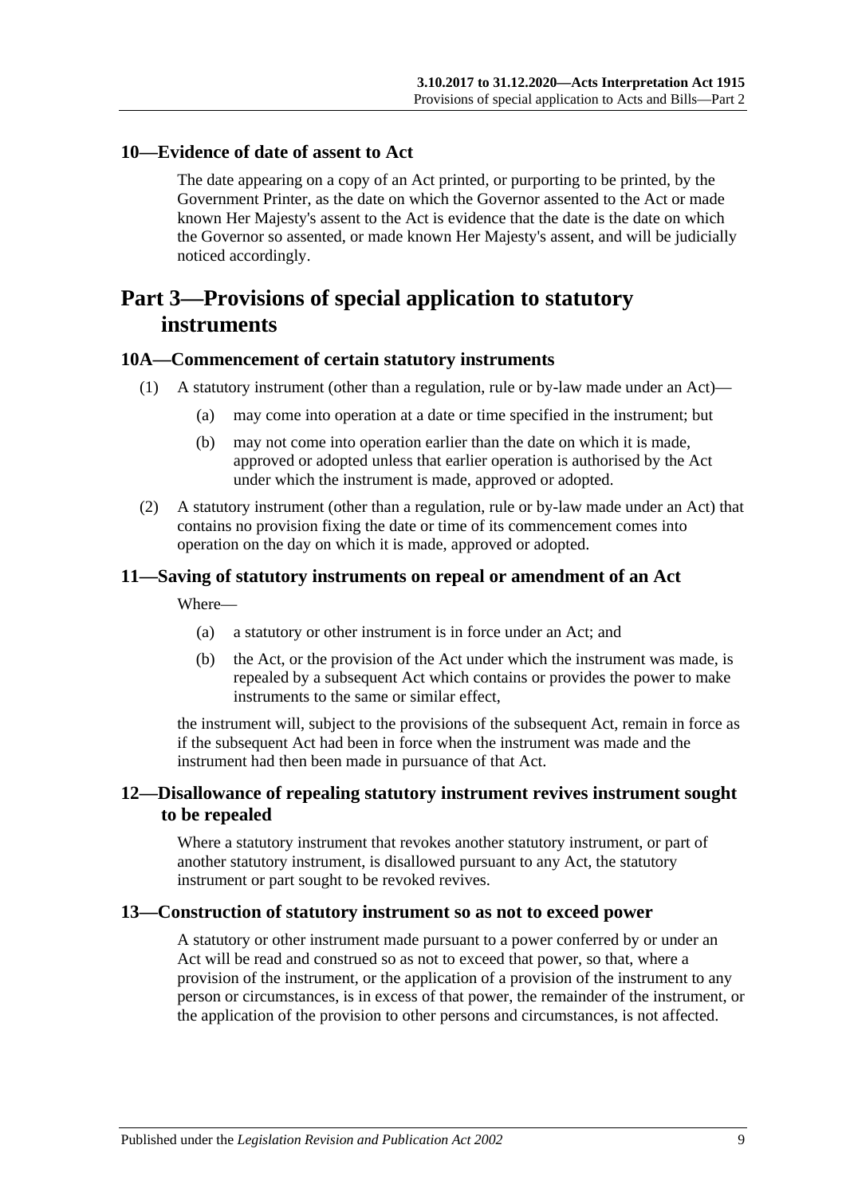## 10—Evidence of date of assent to Act

The date appearing on a copy of an Act printed, or purporting to be printed, by the Government Printer, as the date on which the Governor assented to the Act or made known Her Majesty's assent to the Act is evidence that the date is the date on which the Governor so assented, or made known Her Majesty's assent, and will be judicially noticed accordingly.

# Part 3—Provisions of special application to statutory instruments

## 10A—Commencement of certain statutory instruments

(1) A statutory instrument (other than a regulation, rule or by-law made under an Act)—

 (a) may come into operation at a date or time specified in the instrument; but

 (b) may not come into operation earlier than the date on which it is made, approved or adopted unless that earlier operation is authorised by the Act under which the instrument is made, approved or adopted.

(2) A statutory instrument (other than a regulation, rule or by-law made under an Act) that contains no provision fixing the date or time of its commencement comes into operation on the day on which it is made, approved or adopted.

## 11—Saving of statutory instruments on repeal or amendment of an Act

Where—

 (a) a statutory or other instrument is in force under an Act; and

 (b) the Act, or the provision of the Act under which the instrument was made, is repealed by a subsequent Act which contains or provides the power to make instruments to the same or similar effect,

the instrument will, subject to the provisions of the subsequent Act, remain in force as if the subsequent Act had been in force when the instrument was made and the instrument had then been made in pursuance of that Act.

## 12—Disallowance of repealing statutory instrument revives instrument sought to be repealed

Where a statutory instrument that revokes another statutory instrument, or part of another statutory instrument, is disallowed pursuant to any Act, the statutory instrument or part sought to be revoked revives.

## 13—Construction of statutory instrument so as not to exceed power

A statutory or other instrument made pursuant to a power conferred by or under an Act will be read and construed so as not to exceed that power, so that, where a provision of the instrument, or the application of a provision of the instrument to any person or circumstances, is in excess of that power, the remainder of the instrument, or the application of the provision to other persons and circumstances, is not affected.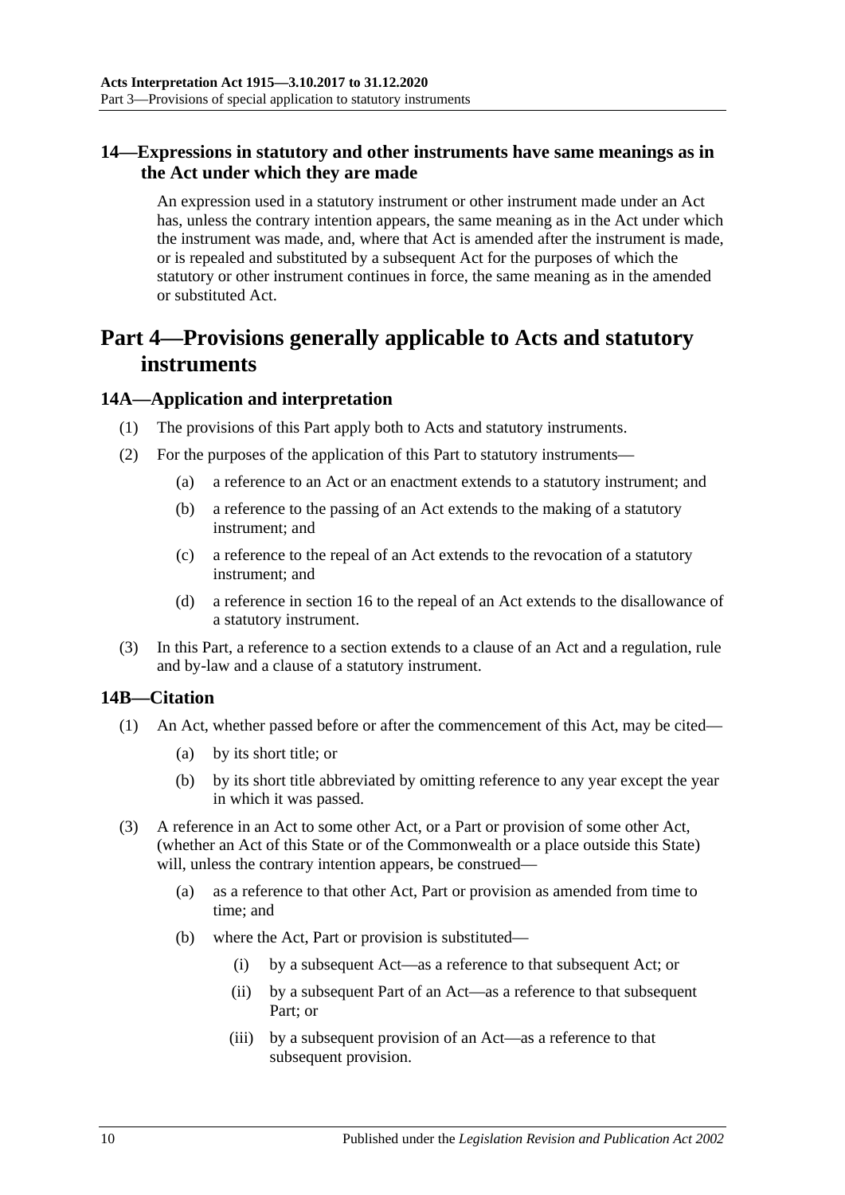### 14—Expressions in statutory and other instruments have same meanings as in the Act under which they are made

An expression used in a statutory instrument or other instrument made under an Act has, unless the contrary intention appears, the same meaning as in the Act under which the instrument was made, and, where that Act is amended after the instrument is made, or is repealed and substituted by a subsequent Act for the purposes of which the statutory or other instrument continues in force, the same meaning as in the amended or substituted Act.

## Part 4—Provisions generally applicable to Acts and statutory instruments

### 14A—Application and interpretation

(1) The provisions of this Part apply both to Acts and statutory instruments.

(2) For the purposes of the application of this Part to statutory instruments—

- (a) a reference to an Act or an enactment extends to a statutory instrument; and
- (b) a reference to the passing of an Act extends to the making of a statutory instrument; and
- (c) a reference to the repeal of an Act extends to the revocation of a statutory instrument; and
- (d) a reference in section 16 to the repeal of an Act extends to the disallowance of a statutory instrument.

(3) In this Part, a reference to a section extends to a clause of an Act and a regulation, rule and by-law and a clause of a statutory instrument.

### 14B—Citation

(1) An Act, whether passed before or after the commencement of this Act, may be cited—

- (a) by its short title; or
- (b) by its short title abbreviated by omitting reference to any year except the year in which it was passed.

(3) A reference in an Act to some other Act, or a Part or provision of some other Act, (whether an Act of this State or of the Commonwealth or a place outside this State) will, unless the contrary intention appears, be construed—

- (a) as a reference to that other Act, Part or provision as amended from time to time; and
- (b) where the Act, Part or provision is substituted—
  - (i) by a subsequent Act—as a reference to that subsequent Act; or
  - (ii) by a subsequent Part of an Act—as a reference to that subsequent Part; or
  - (iii) by a subsequent provision of an Act—as a reference to that subsequent provision.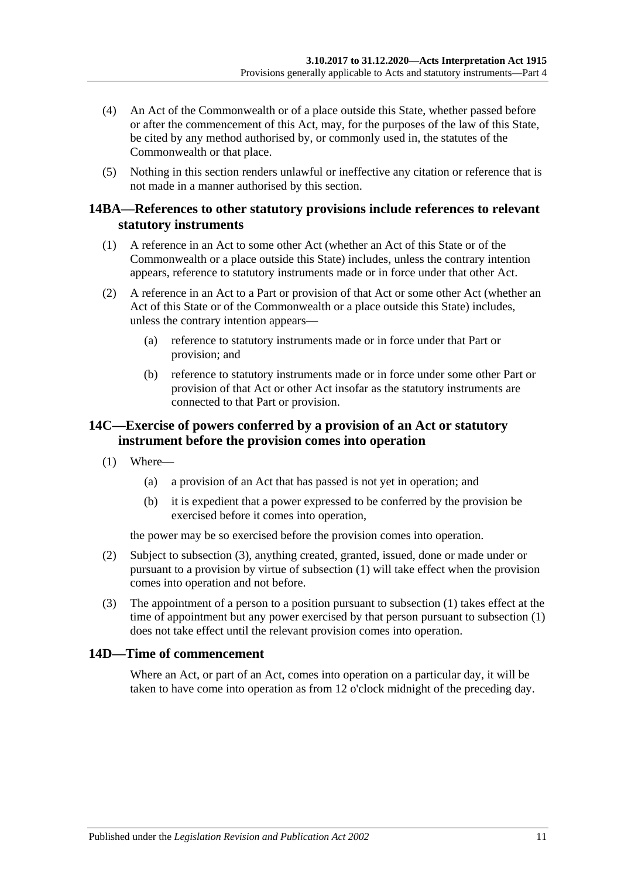(4) An Act of the Commonwealth or of a place outside this State, whether passed before or after the commencement of this Act, may, for the purposes of the law of this State, be cited by any method authorised by, or commonly used in, the statutes of the Commonwealth or that place.

(5) Nothing in this section renders unlawful or ineffective any citation or reference that is not made in a manner authorised by this section.

## 14BA—References to other statutory provisions include references to relevant statutory instruments

(1) A reference in an Act to some other Act (whether an Act of this State or of the Commonwealth or a place outside this State) includes, unless the contrary intention appears, reference to statutory instruments made or in force under that other Act.

(2) A reference in an Act to a Part or provision of that Act or some other Act (whether an Act of this State or of the Commonwealth or a place outside this State) includes, unless the contrary intention appears—

(a) reference to statutory instruments made or in force under that Part or provision; and

(b) reference to statutory instruments made or in force under some other Part or provision of that Act or other Act insofar as the statutory instruments are connected to that Part or provision.

## 14C—Exercise of powers conferred by a provision of an Act or statutory instrument before the provision comes into operation

(1) Where—

(a) a provision of an Act that has passed is not yet in operation; and

(b) it is expedient that a power expressed to be conferred by the provision be exercised before it comes into operation,

the power may be so exercised before the provision comes into operation.

(2) Subject to subsection (3), anything created, granted, issued, done or made under or pursuant to a provision by virtue of subsection (1) will take effect when the provision comes into operation and not before.

(3) The appointment of a person to a position pursuant to subsection (1) takes effect at the time of appointment but any power exercised by that person pursuant to subsection (1) does not take effect until the relevant provision comes into operation.

## 14D—Time of commencement

Where an Act, or part of an Act, comes into operation on a particular day, it will be taken to have come into operation as from 12 o'clock midnight of the preceding day.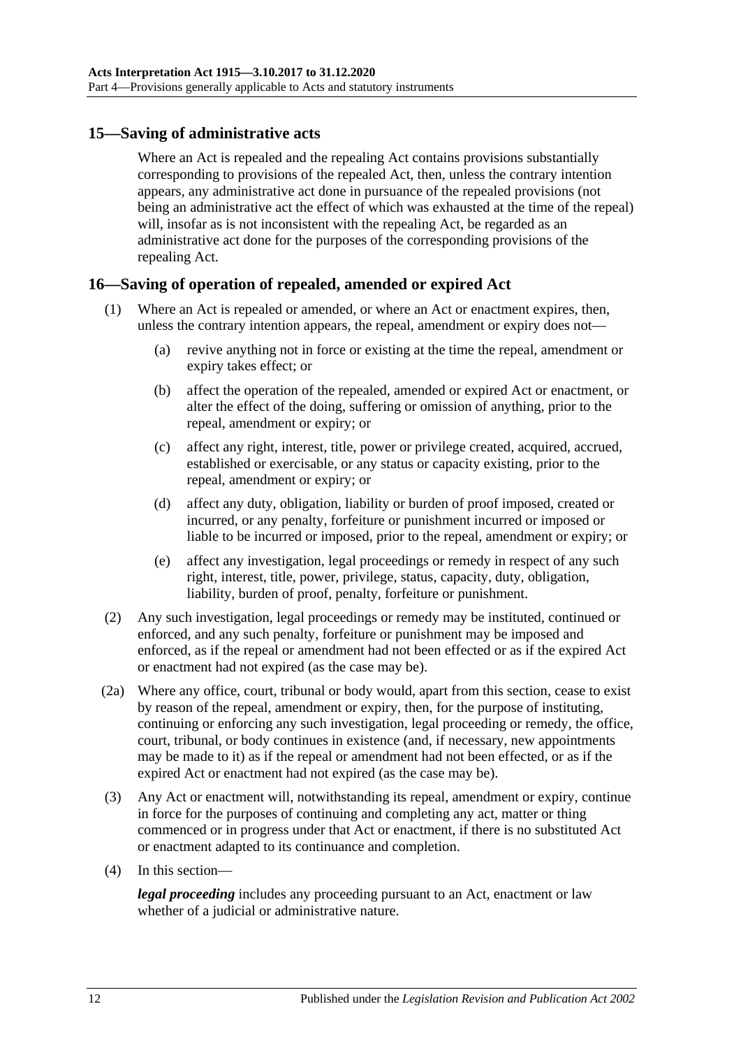## 15—Saving of administrative acts

Where an Act is repealed and the repealing Act contains provisions substantially corresponding to provisions of the repealed Act, then, unless the contrary intention appears, any administrative act done in pursuance of the repealed provisions (not being an administrative act the effect of which was exhausted at the time of the repeal) will, insofar as is not inconsistent with the repealing Act, be regarded as an administrative act done for the purposes of the corresponding provisions of the repealing Act.

## 16—Saving of operation of repealed, amended or expired Act

(1) Where an Act is repealed or amended, or where an Act or enactment expires, then, unless the contrary intention appears, the repeal, amendment or expiry does not—

  (a) revive anything not in force or existing at the time the repeal, amendment or expiry takes effect; or

  (b) affect the operation of the repealed, amended or expired Act or enactment, or alter the effect of the doing, suffering or omission of anything, prior to the repeal, amendment or expiry; or

  (c) affect any right, interest, title, power or privilege created, acquired, accrued, established or exercisable, or any status or capacity existing, prior to the repeal, amendment or expiry; or

  (d) affect any duty, obligation, liability or burden of proof imposed, created or incurred, or any penalty, forfeiture or punishment incurred or imposed or liable to be incurred or imposed, prior to the repeal, amendment or expiry; or

  (e) affect any investigation, legal proceedings or remedy in respect of any such right, interest, title, power, privilege, status, capacity, duty, obligation, liability, burden of proof, penalty, forfeiture or punishment.

(2) Any such investigation, legal proceedings or remedy may be instituted, continued or enforced, and any such penalty, forfeiture or punishment may be imposed and enforced, as if the repeal or amendment had not been effected or as if the expired Act or enactment had not expired (as the case may be).

(2a) Where any office, court, tribunal or body would, apart from this section, cease to exist by reason of the repeal, amendment or expiry, then, for the purpose of instituting, continuing or enforcing any such investigation, legal proceeding or remedy, the office, court, tribunal, or body continues in existence (and, if necessary, new appointments may be made to it) as if the repeal or amendment had not been effected, or as if the expired Act or enactment had not expired (as the case may be).

(3) Any Act or enactment will, notwithstanding its repeal, amendment or expiry, continue in force for the purposes of continuing and completing any act, matter or thing commenced or in progress under that Act or enactment, if there is no substituted Act or enactment adapted to its continuance and completion.

(4) In this section—

***legal proceeding*** includes any proceeding pursuant to an Act, enactment or law whether of a judicial or administrative nature.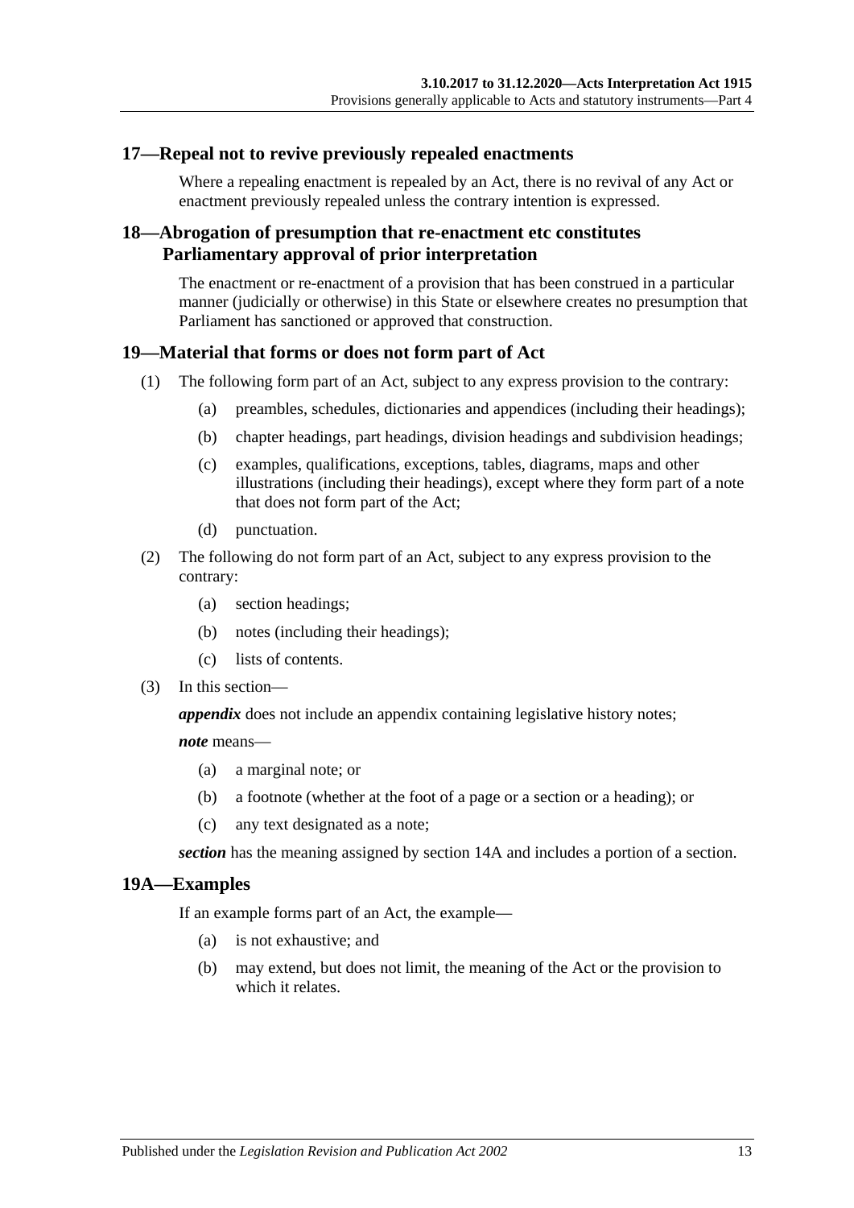## 17—Repeal not to revive previously repealed enactments

Where a repealing enactment is repealed by an Act, there is no revival of any Act or enactment previously repealed unless the contrary intention is expressed.

## 18—Abrogation of presumption that re-enactment etc constitutes Parliamentary approval of prior interpretation

The enactment or re-enactment of a provision that has been construed in a particular manner (judicially or otherwise) in this State or elsewhere creates no presumption that Parliament has sanctioned or approved that construction.

## 19—Material that forms or does not form part of Act

(1) The following form part of an Act, subject to any express provision to the contrary:

- (a) preambles, schedules, dictionaries and appendices (including their headings);
- (b) chapter headings, part headings, division headings and subdivision headings;
- (c) examples, qualifications, exceptions, tables, diagrams, maps and other illustrations (including their headings), except where they form part of a note that does not form part of the Act;
- (d) punctuation.

(2) The following do not form part of an Act, subject to any express provision to the contrary:

- (a) section headings;
- (b) notes (including their headings);
- (c) lists of contents.

(3) In this section—

***appendix*** does not include an appendix containing legislative history notes;

***note*** means—

- (a) a marginal note; or
- (b) a footnote (whether at the foot of a page or a section or a heading); or
- (c) any text designated as a note;

***section*** has the meaning assigned by section 14A and includes a portion of a section.

## 19A—Examples

If an example forms part of an Act, the example—

- (a) is not exhaustive; and
- (b) may extend, but does not limit, the meaning of the Act or the provision to which it relates.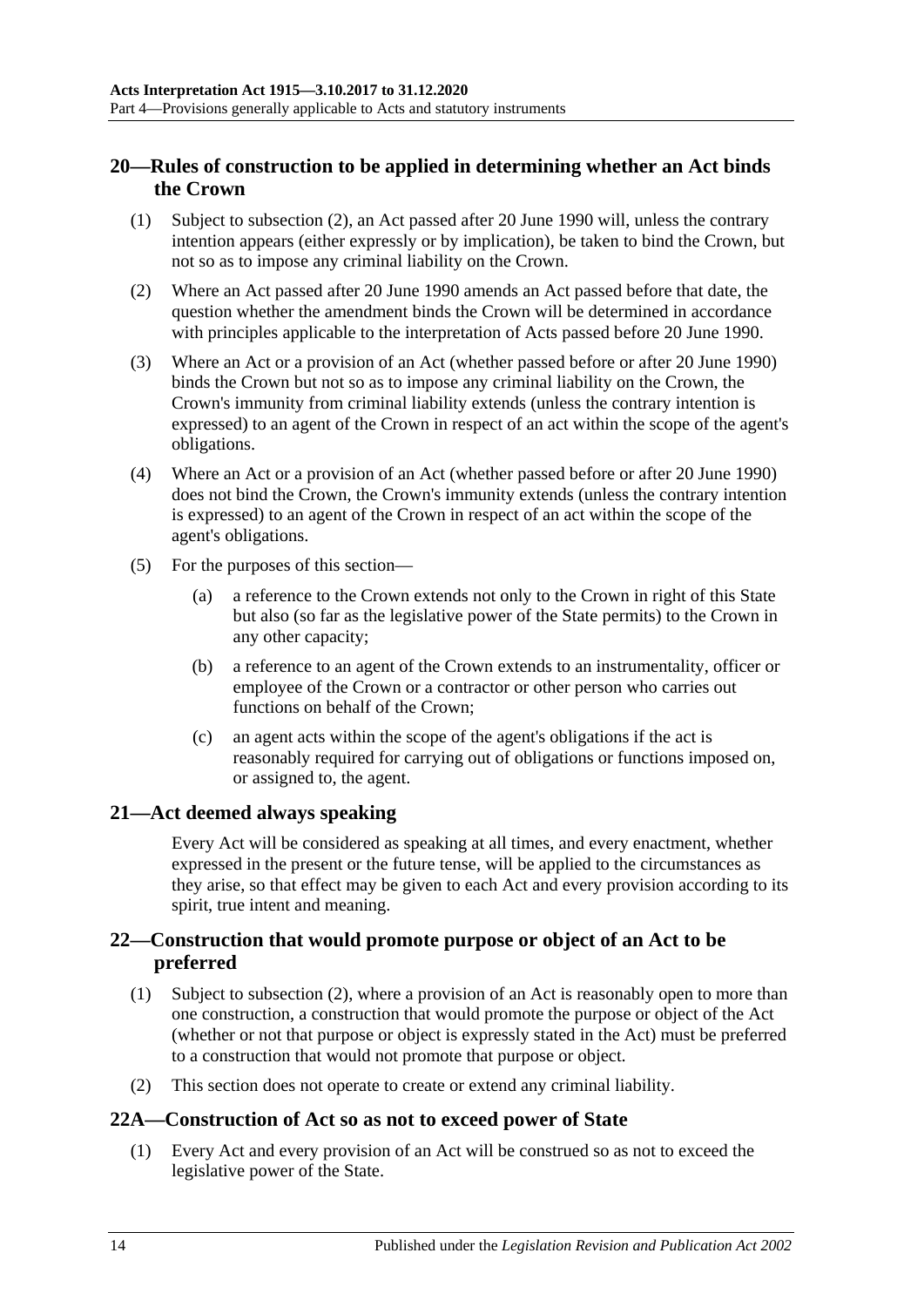## 20—Rules of construction to be applied in determining whether an Act binds the Crown

(1) Subject to subsection (2), an Act passed after 20 June 1990 will, unless the contrary intention appears (either expressly or by implication), be taken to bind the Crown, but not so as to impose any criminal liability on the Crown.

(2) Where an Act passed after 20 June 1990 amends an Act passed before that date, the question whether the amendment binds the Crown will be determined in accordance with principles applicable to the interpretation of Acts passed before 20 June 1990.

(3) Where an Act or a provision of an Act (whether passed before or after 20 June 1990) binds the Crown but not so as to impose any criminal liability on the Crown, the Crown's immunity from criminal liability extends (unless the contrary intention is expressed) to an agent of the Crown in respect of an act within the scope of the agent's obligations.

(4) Where an Act or a provision of an Act (whether passed before or after 20 June 1990) does not bind the Crown, the Crown's immunity extends (unless the contrary intention is expressed) to an agent of the Crown in respect of an act within the scope of the agent's obligations.

(5) For the purposes of this section—

(a) a reference to the Crown extends not only to the Crown in right of this State but also (so far as the legislative power of the State permits) to the Crown in any other capacity;

(b) a reference to an agent of the Crown extends to an instrumentality, officer or employee of the Crown or a contractor or other person who carries out functions on behalf of the Crown;

(c) an agent acts within the scope of the agent's obligations if the act is reasonably required for carrying out of obligations or functions imposed on, or assigned to, the agent.

## 21—Act deemed always speaking

Every Act will be considered as speaking at all times, and every enactment, whether expressed in the present or the future tense, will be applied to the circumstances as they arise, so that effect may be given to each Act and every provision according to its spirit, true intent and meaning.

## 22—Construction that would promote purpose or object of an Act to be preferred

(1) Subject to subsection (2), where a provision of an Act is reasonably open to more than one construction, a construction that would promote the purpose or object of the Act (whether or not that purpose or object is expressly stated in the Act) must be preferred to a construction that would not promote that purpose or object.

(2) This section does not operate to create or extend any criminal liability.

## 22A—Construction of Act so as not to exceed power of State

(1) Every Act and every provision of an Act will be construed so as not to exceed the legislative power of the State.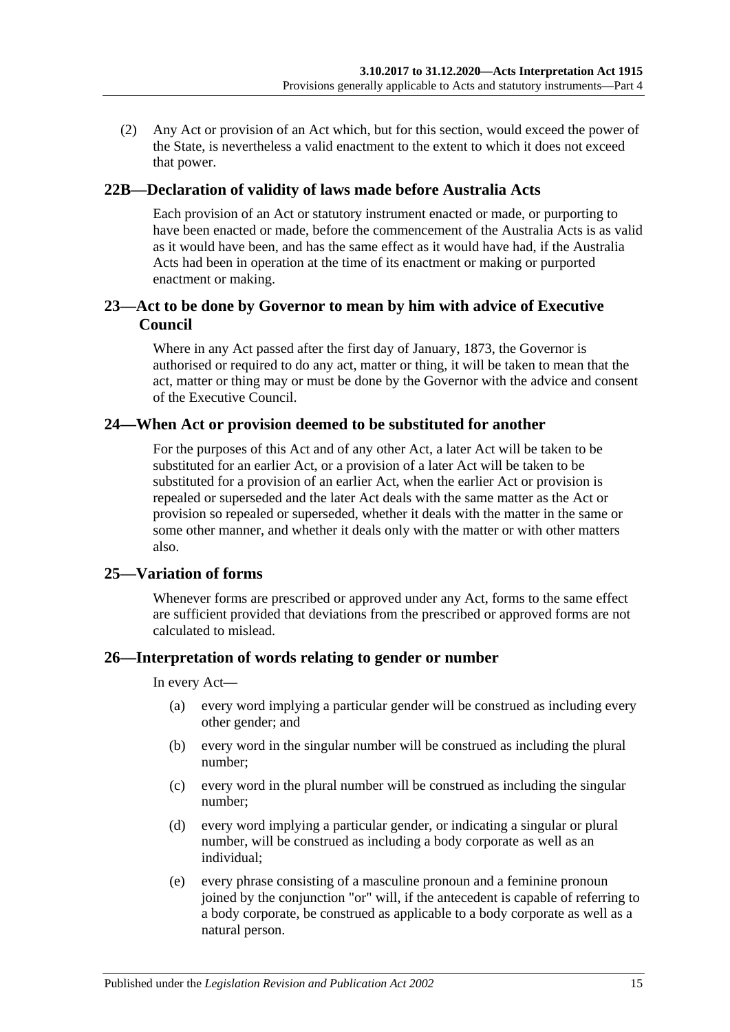(2) Any Act or provision of an Act which, but for this section, would exceed the power of the State, is nevertheless a valid enactment to the extent to which it does not exceed that power.

## 22B—Declaration of validity of laws made before Australia Acts

Each provision of an Act or statutory instrument enacted or made, or purporting to have been enacted or made, before the commencement of the Australia Acts is as valid as it would have been, and has the same effect as it would have had, if the Australia Acts had been in operation at the time of its enactment or making or purported enactment or making.

## 23—Act to be done by Governor to mean by him with advice of Executive Council

Where in any Act passed after the first day of January, 1873, the Governor is authorised or required to do any act, matter or thing, it will be taken to mean that the act, matter or thing may or must be done by the Governor with the advice and consent of the Executive Council.

## 24—When Act or provision deemed to be substituted for another

For the purposes of this Act and of any other Act, a later Act will be taken to be substituted for an earlier Act, or a provision of a later Act will be taken to be substituted for a provision of an earlier Act, when the earlier Act or provision is repealed or superseded and the later Act deals with the same matter as the Act or provision so repealed or superseded, whether it deals with the matter in the same or some other manner, and whether it deals only with the matter or with other matters also.

## 25—Variation of forms

Whenever forms are prescribed or approved under any Act, forms to the same effect are sufficient provided that deviations from the prescribed or approved forms are not calculated to mislead.

## 26—Interpretation of words relating to gender or number

In every Act—

(a) every word implying a particular gender will be construed as including every other gender; and

(b) every word in the singular number will be construed as including the plural number;

(c) every word in the plural number will be construed as including the singular number;

(d) every word implying a particular gender, or indicating a singular or plural number, will be construed as including a body corporate as well as an individual;

(e) every phrase consisting of a masculine pronoun and a feminine pronoun joined by the conjunction "or" will, if the antecedent is capable of referring to a body corporate, be construed as applicable to a body corporate as well as a natural person.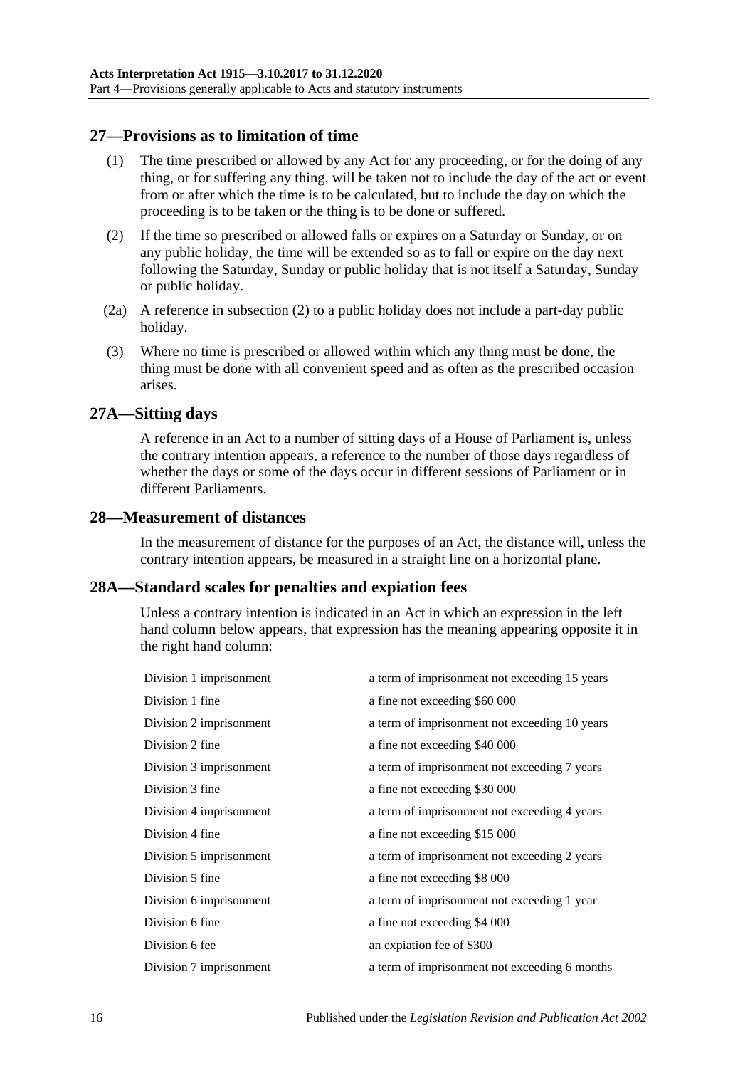## 27—Provisions as to limitation of time

(1) The time prescribed or allowed by any Act for any proceeding, or for the doing of any thing, or for suffering any thing, will be taken not to include the day of the act or event from or after which the time is to be calculated, but to include the day on which the proceeding is to be taken or the thing is to be done or suffered.

(2) If the time so prescribed or allowed falls or expires on a Saturday or Sunday, or on any public holiday, the time will be extended so as to fall or expire on the day next following the Saturday, Sunday or public holiday that is not itself a Saturday, Sunday or public holiday.

(2a) A reference in subsection (2) to a public holiday does not include a part-day public holiday.

(3) Where no time is prescribed or allowed within which any thing must be done, the thing must be done with all convenient speed and as often as the prescribed occasion arises.

## 27A—Sitting days

A reference in an Act to a number of sitting days of a House of Parliament is, unless the contrary intention appears, a reference to the number of those days regardless of whether the days or some of the days occur in different sessions of Parliament or in different Parliaments.

## 28—Measurement of distances

In the measurement of distance for the purposes of an Act, the distance will, unless the contrary intention appears, be measured in a straight line on a horizontal plane.

## 28A—Standard scales for penalties and expiation fees

Unless a contrary intention is indicated in an Act in which an expression in the left hand column below appears, that expression has the meaning appearing opposite it in the right hand column:

| | |
|---|---|
| Division 1 imprisonment | a term of imprisonment not exceeding 15 years |
| Division 1 fine | a fine not exceeding $60 000 |
| Division 2 imprisonment | a term of imprisonment not exceeding 10 years |
| Division 2 fine | a fine not exceeding $40 000 |
| Division 3 imprisonment | a term of imprisonment not exceeding 7 years |
| Division 3 fine | a fine not exceeding $30 000 |
| Division 4 imprisonment | a term of imprisonment not exceeding 4 years |
| Division 4 fine | a fine not exceeding $15 000 |
| Division 5 imprisonment | a term of imprisonment not exceeding 2 years |
| Division 5 fine | a fine not exceeding $8 000 |
| Division 6 imprisonment | a term of imprisonment not exceeding 1 year |
| Division 6 fine | a fine not exceeding $4 000 |
| Division 6 fee | an expiation fee of $300 |
| Division 7 imprisonment | a term of imprisonment not exceeding 6 months |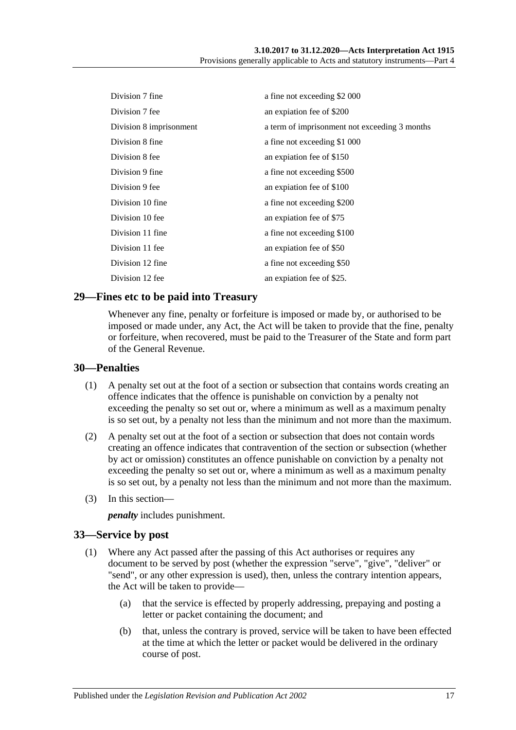| | |
|---|---|
| Division 7 fine | a fine not exceeding $2 000 |
| Division 7 fee | an expiation fee of $200 |
| Division 8 imprisonment | a term of imprisonment not exceeding 3 months |
| Division 8 fine | a fine not exceeding $1 000 |
| Division 8 fee | an expiation fee of $150 |
| Division 9 fine | a fine not exceeding $500 |
| Division 9 fee | an expiation fee of $100 |
| Division 10 fine | a fine not exceeding $200 |
| Division 10 fee | an expiation fee of $75 |
| Division 11 fine | a fine not exceeding $100 |
| Division 11 fee | an expiation fee of $50 |
| Division 12 fine | a fine not exceeding $50 |
| Division 12 fee | an expiation fee of $25. |

## 29—Fines etc to be paid into Treasury

Whenever any fine, penalty or forfeiture is imposed or made by, or authorised to be imposed or made under, any Act, the Act will be taken to provide that the fine, penalty or forfeiture, when recovered, must be paid to the Treasurer of the State and form part of the General Revenue.

## 30—Penalties

(1) A penalty set out at the foot of a section or subsection that contains words creating an offence indicates that the offence is punishable on conviction by a penalty not exceeding the penalty so set out or, where a minimum as well as a maximum penalty is so set out, by a penalty not less than the minimum and not more than the maximum.

(2) A penalty set out at the foot of a section or subsection that does not contain words creating an offence indicates that contravention of the section or subsection (whether by act or omission) constitutes an offence punishable on conviction by a penalty not exceeding the penalty so set out or, where a minimum as well as a maximum penalty is so set out, by a penalty not less than the minimum and not more than the maximum.

(3) In this section—

***penalty*** includes punishment.

## 33—Service by post

(1) Where any Act passed after the passing of this Act authorises or requires any document to be served by post (whether the expression "serve", "give", "deliver" or "send", or any other expression is used), then, unless the contrary intention appears, the Act will be taken to provide—

(a) that the service is effected by properly addressing, prepaying and posting a letter or packet containing the document; and

(b) that, unless the contrary is proved, service will be taken to have been effected at the time at which the letter or packet would be delivered in the ordinary course of post.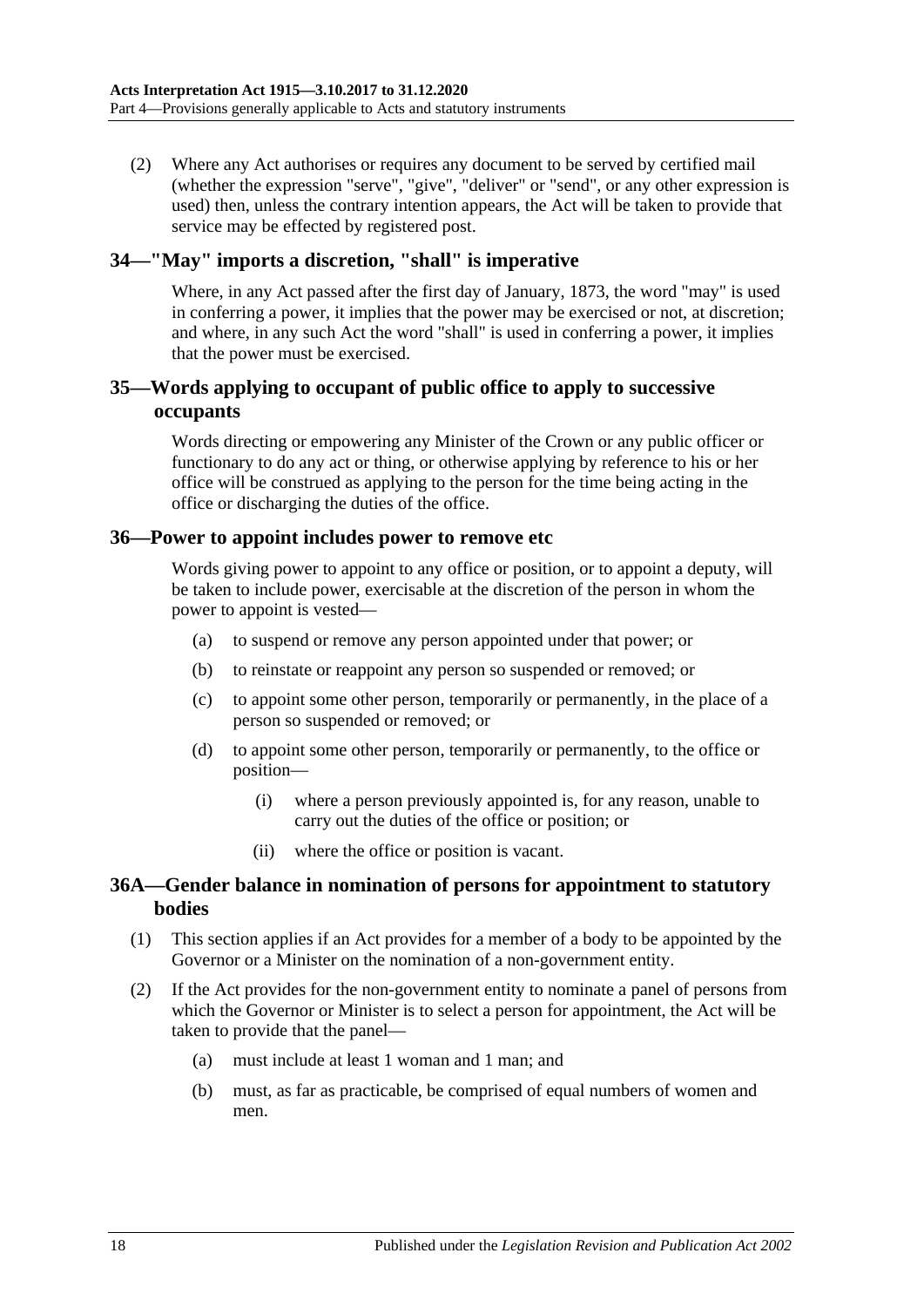(2) Where any Act authorises or requires any document to be served by certified mail (whether the expression "serve", "give", "deliver" or "send", or any other expression is used) then, unless the contrary intention appears, the Act will be taken to provide that service may be effected by registered post.

## 34—"May" imports a discretion, "shall" is imperative

Where, in any Act passed after the first day of January, 1873, the word "may" is used in conferring a power, it implies that the power may be exercised or not, at discretion; and where, in any such Act the word "shall" is used in conferring a power, it implies that the power must be exercised.

## 35—Words applying to occupant of public office to apply to successive occupants

Words directing or empowering any Minister of the Crown or any public officer or functionary to do any act or thing, or otherwise applying by reference to his or her office will be construed as applying to the person for the time being acting in the office or discharging the duties of the office.

## 36—Power to appoint includes power to remove etc

Words giving power to appoint to any office or position, or to appoint a deputy, will be taken to include power, exercisable at the discretion of the person in whom the power to appoint is vested—

- (a) to suspend or remove any person appointed under that power; or
- (b) to reinstate or reappoint any person so suspended or removed; or
- (c) to appoint some other person, temporarily or permanently, in the place of a person so suspended or removed; or
- (d) to appoint some other person, temporarily or permanently, to the office or position—
  - (i) where a person previously appointed is, for any reason, unable to carry out the duties of the office or position; or
  - (ii) where the office or position is vacant.

## 36A—Gender balance in nomination of persons for appointment to statutory bodies

(1) This section applies if an Act provides for a member of a body to be appointed by the Governor or a Minister on the nomination of a non-government entity.

(2) If the Act provides for the non-government entity to nominate a panel of persons from which the Governor or Minister is to select a person for appointment, the Act will be taken to provide that the panel—

- (a) must include at least 1 woman and 1 man; and
- (b) must, as far as practicable, be comprised of equal numbers of women and men.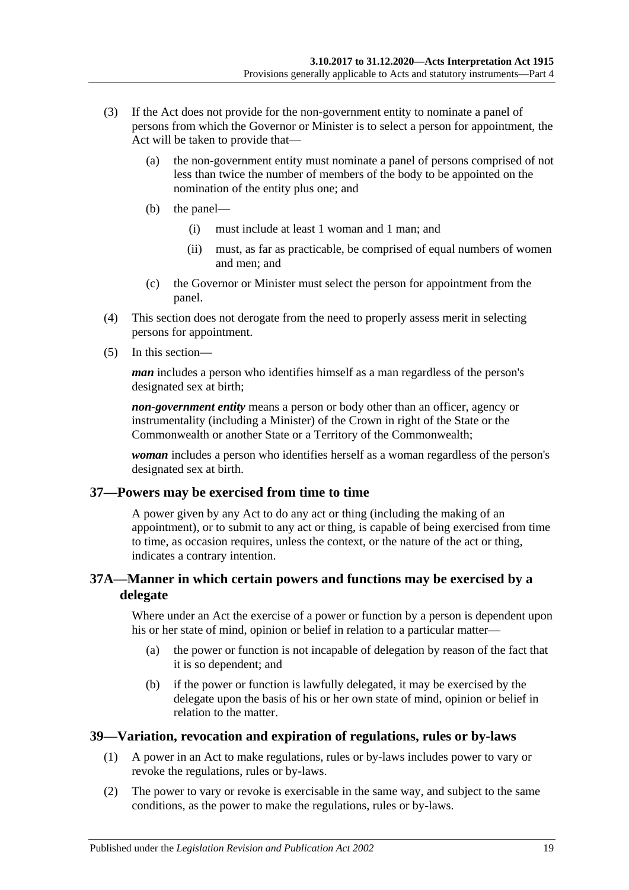(3) If the Act does not provide for the non-government entity to nominate a panel of persons from which the Governor or Minister is to select a person for appointment, the Act will be taken to provide that—

(a) the non-government entity must nominate a panel of persons comprised of not less than twice the number of members of the body to be appointed on the nomination of the entity plus one; and

(b) the panel—

(i) must include at least 1 woman and 1 man; and

(ii) must, as far as practicable, be comprised of equal numbers of women and men; and

(c) the Governor or Minister must select the person for appointment from the panel.

(4) This section does not derogate from the need to properly assess merit in selecting persons for appointment.

(5) In this section—

***man*** includes a person who identifies himself as a man regardless of the person's designated sex at birth;

***non-government entity*** means a person or body other than an officer, agency or instrumentality (including a Minister) of the Crown in right of the State or the Commonwealth or another State or a Territory of the Commonwealth;

***woman*** includes a person who identifies herself as a woman regardless of the person's designated sex at birth.

## 37—Powers may be exercised from time to time

A power given by any Act to do any act or thing (including the making of an appointment), or to submit to any act or thing, is capable of being exercised from time to time, as occasion requires, unless the context, or the nature of the act or thing, indicates a contrary intention.

## 37A—Manner in which certain powers and functions may be exercised by a delegate

Where under an Act the exercise of a power or function by a person is dependent upon his or her state of mind, opinion or belief in relation to a particular matter—

(a) the power or function is not incapable of delegation by reason of the fact that it is so dependent; and

(b) if the power or function is lawfully delegated, it may be exercised by the delegate upon the basis of his or her own state of mind, opinion or belief in relation to the matter.

## 39—Variation, revocation and expiration of regulations, rules or by-laws

(1) A power in an Act to make regulations, rules or by-laws includes power to vary or revoke the regulations, rules or by-laws.

(2) The power to vary or revoke is exercisable in the same way, and subject to the same conditions, as the power to make the regulations, rules or by-laws.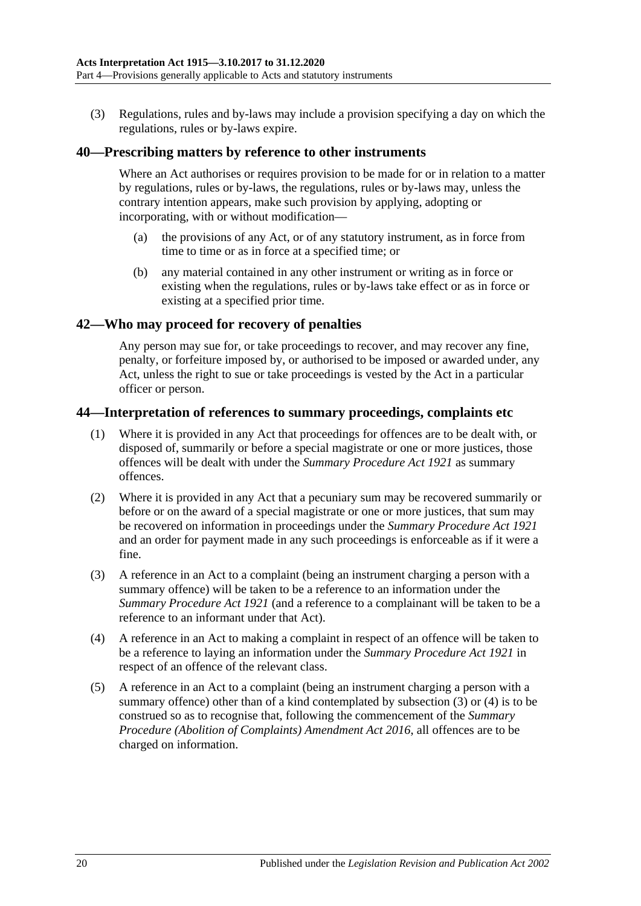(3) Regulations, rules and by-laws may include a provision specifying a day on which the regulations, rules or by-laws expire.

## 40—Prescribing matters by reference to other instruments

Where an Act authorises or requires provision to be made for or in relation to a matter by regulations, rules or by-laws, the regulations, rules or by-laws may, unless the contrary intention appears, make such provision by applying, adopting or incorporating, with or without modification—

(a) the provisions of any Act, or of any statutory instrument, as in force from time to time or as in force at a specified time; or

(b) any material contained in any other instrument or writing as in force or existing when the regulations, rules or by-laws take effect or as in force or existing at a specified prior time.

## 42—Who may proceed for recovery of penalties

Any person may sue for, or take proceedings to recover, and may recover any fine, penalty, or forfeiture imposed by, or authorised to be imposed or awarded under, any Act, unless the right to sue or take proceedings is vested by the Act in a particular officer or person.

## 44—Interpretation of references to summary proceedings, complaints etc

(1) Where it is provided in any Act that proceedings for offences are to be dealt with, or disposed of, summarily or before a special magistrate or one or more justices, those offences will be dealt with under the *Summary Procedure Act 1921* as summary offences.

(2) Where it is provided in any Act that a pecuniary sum may be recovered summarily or before or on the award of a special magistrate or one or more justices, that sum may be recovered on information in proceedings under the *Summary Procedure Act 1921* and an order for payment made in any such proceedings is enforceable as if it were a fine.

(3) A reference in an Act to a complaint (being an instrument charging a person with a summary offence) will be taken to be a reference to an information under the *Summary Procedure Act 1921* (and a reference to a complainant will be taken to be a reference to an informant under that Act).

(4) A reference in an Act to making a complaint in respect of an offence will be taken to be a reference to laying an information under the *Summary Procedure Act 1921* in respect of an offence of the relevant class.

(5) A reference in an Act to a complaint (being an instrument charging a person with a summary offence) other than of a kind contemplated by subsection (3) or (4) is to be construed so as to recognise that, following the commencement of the *Summary Procedure (Abolition of Complaints) Amendment Act 2016*, all offences are to be charged on information.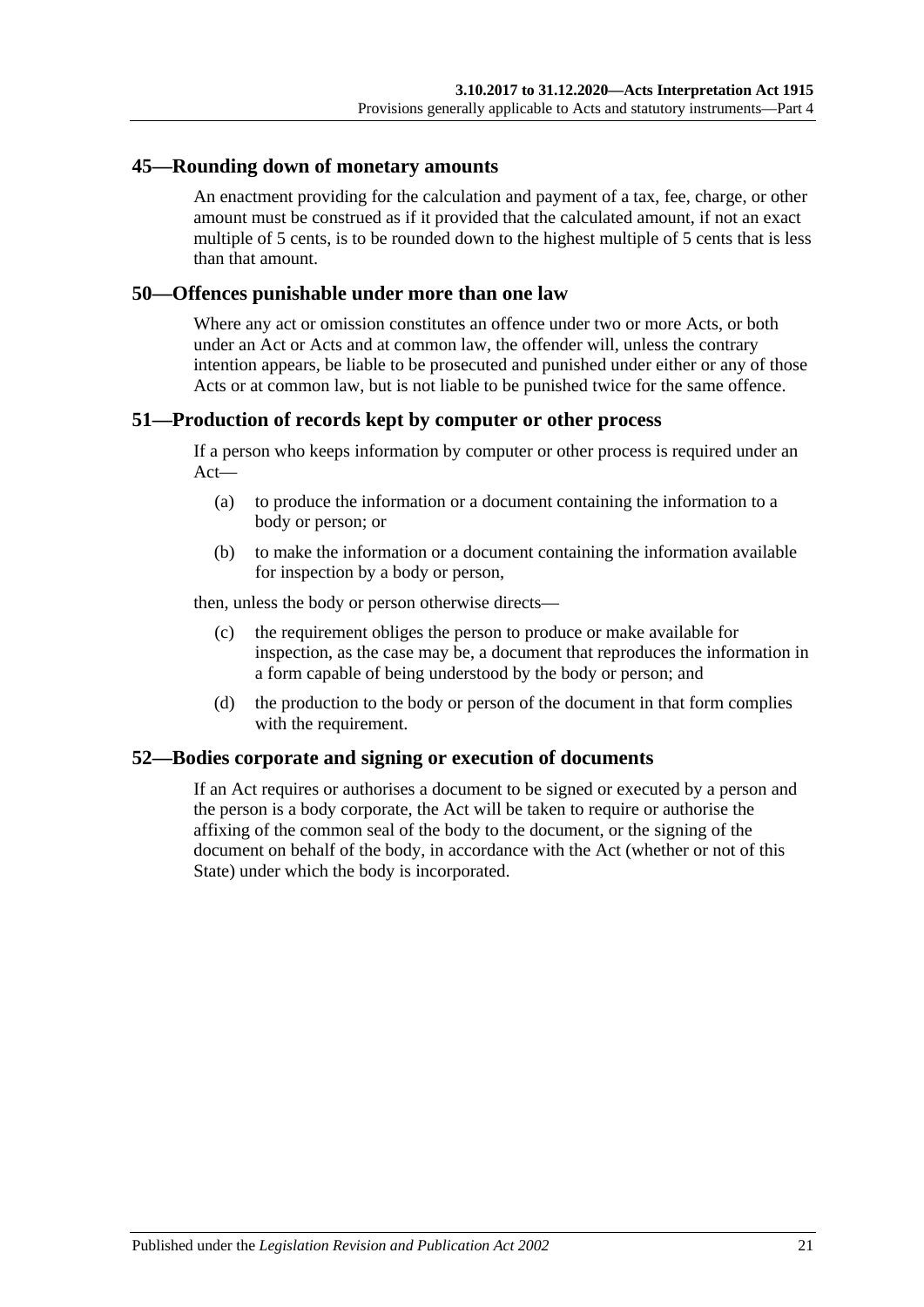## 45—Rounding down of monetary amounts

An enactment providing for the calculation and payment of a tax, fee, charge, or other amount must be construed as if it provided that the calculated amount, if not an exact multiple of 5 cents, is to be rounded down to the highest multiple of 5 cents that is less than that amount.

## 50—Offences punishable under more than one law

Where any act or omission constitutes an offence under two or more Acts, or both under an Act or Acts and at common law, the offender will, unless the contrary intention appears, be liable to be prosecuted and punished under either or any of those Acts or at common law, but is not liable to be punished twice for the same offence.

## 51—Production of records kept by computer or other process

If a person who keeps information by computer or other process is required under an Act—

(a) to produce the information or a document containing the information to a body or person; or

(b) to make the information or a document containing the information available for inspection by a body or person,

then, unless the body or person otherwise directs—

(c) the requirement obliges the person to produce or make available for inspection, as the case may be, a document that reproduces the information in a form capable of being understood by the body or person; and

(d) the production to the body or person of the document in that form complies with the requirement.

## 52—Bodies corporate and signing or execution of documents

If an Act requires or authorises a document to be signed or executed by a person and the person is a body corporate, the Act will be taken to require or authorise the affixing of the common seal of the body to the document, or the signing of the document on behalf of the body, in accordance with the Act (whether or not of this State) under which the body is incorporated.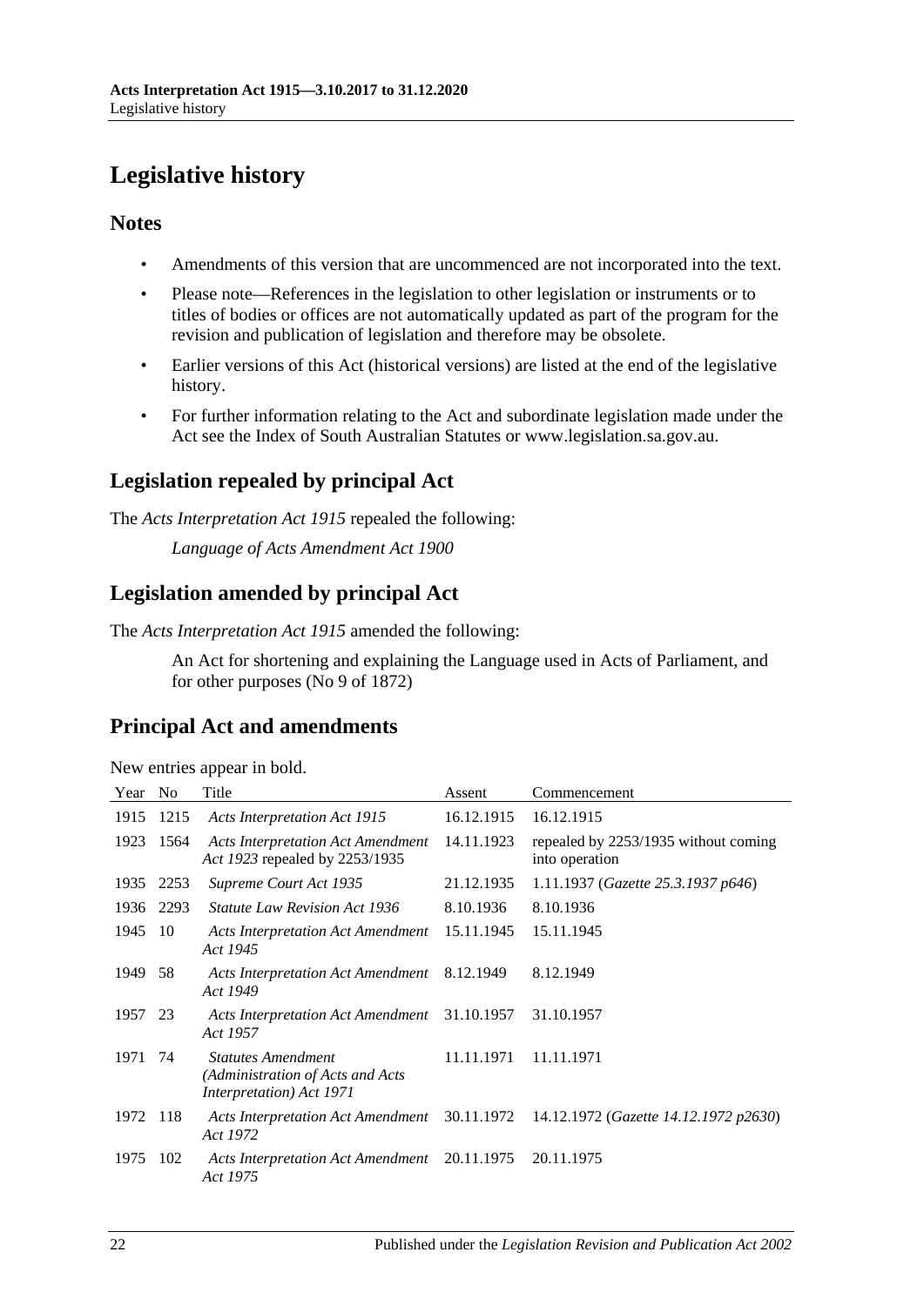# Legislative history

## Notes

- Amendments of this version that are uncommenced are not incorporated into the text.
- Please note—References in the legislation to other legislation or instruments or to titles of bodies or offices are not automatically updated as part of the program for the revision and publication of legislation and therefore may be obsolete.
- Earlier versions of this Act (historical versions) are listed at the end of the legislative history.
- For further information relating to the Act and subordinate legislation made under the Act see the Index of South Australian Statutes or www.legislation.sa.gov.au.

## Legislation repealed by principal Act

The *Acts Interpretation Act 1915* repealed the following:

*Language of Acts Amendment Act 1900*

## Legislation amended by principal Act

The *Acts Interpretation Act 1915* amended the following:

An Act for shortening and explaining the Language used in Acts of Parliament, and for other purposes (No 9 of 1872)

## Principal Act and amendments

New entries appear in bold.

| Year | No | Title | Assent | Commencement |
|---|---|---|---|---|
| 1915 | 1215 | *Acts Interpretation Act 1915* | 16.12.1915 | 16.12.1915 |
| 1923 | 1564 | *Acts Interpretation Act Amendment Act 1923* repealed by 2253/1935 | 14.11.1923 | repealed by 2253/1935 without coming into operation |
| 1935 | 2253 | *Supreme Court Act 1935* | 21.12.1935 | 1.11.1937 (*Gazette 25.3.1937 p646*) |
| 1936 | 2293 | *Statute Law Revision Act 1936* | 8.10.1936 | 8.10.1936 |
| 1945 | 10 | *Acts Interpretation Act Amendment Act 1945* | 15.11.1945 | 15.11.1945 |
| 1949 | 58 | *Acts Interpretation Act Amendment Act 1949* | 8.12.1949 | 8.12.1949 |
| 1957 | 23 | *Acts Interpretation Act Amendment Act 1957* | 31.10.1957 | 31.10.1957 |
| 1971 | 74 | *Statutes Amendment (Administration of Acts and Acts Interpretation) Act 1971* | 11.11.1971 | 11.11.1971 |
| 1972 | 118 | *Acts Interpretation Act Amendment Act 1972* | 30.11.1972 | 14.12.1972 (*Gazette 14.12.1972 p2630*) |
| 1975 | 102 | *Acts Interpretation Act Amendment Act 1975* | 20.11.1975 | 20.11.1975 |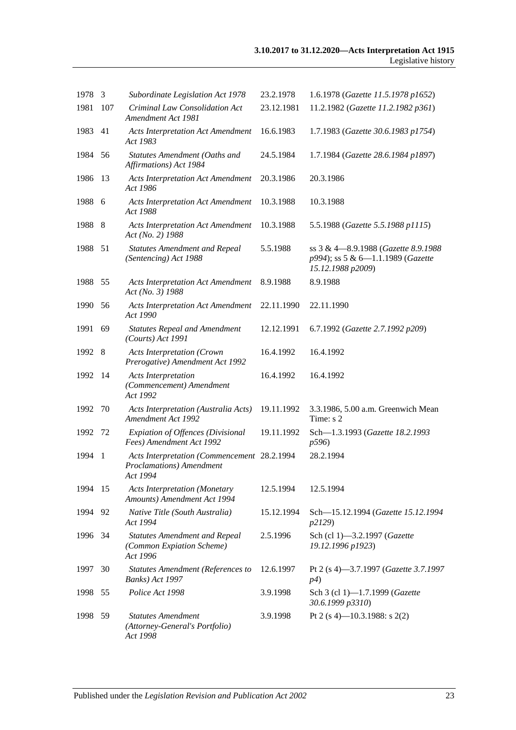| | | | | |
|---|---|---|---|---|
| 1978 | 3 | *Subordinate Legislation Act 1978* | 23.2.1978 | 1.6.1978 (*Gazette 11.5.1978 p1652*) |
| 1981 | 107 | *Criminal Law Consolidation Act Amendment Act 1981* | 23.12.1981 | 11.2.1982 (*Gazette 11.2.1982 p361*) |
| 1983 | 41 | *Acts Interpretation Act Amendment Act 1983* | 16.6.1983 | 1.7.1983 (*Gazette 30.6.1983 p1754*) |
| 1984 | 56 | *Statutes Amendment (Oaths and Affirmations) Act 1984* | 24.5.1984 | 1.7.1984 (*Gazette 28.6.1984 p1897*) |
| 1986 | 13 | *Acts Interpretation Act Amendment Act 1986* | 20.3.1986 | 20.3.1986 |
| 1988 | 6 | *Acts Interpretation Act Amendment Act 1988* | 10.3.1988 | 10.3.1988 |
| 1988 | 8 | *Acts Interpretation Act Amendment Act (No. 2) 1988* | 10.3.1988 | 5.5.1988 (*Gazette 5.5.1988 p1115*) |
| 1988 | 51 | *Statutes Amendment and Repeal (Sentencing) Act 1988* | 5.5.1988 | ss 3 & 4—8.9.1988 (*Gazette 8.9.1988 p994*); ss 5 & 6—1.1.1989 (*Gazette 15.12.1988 p2009*) |
| 1988 | 55 | *Acts Interpretation Act Amendment Act (No. 3) 1988* | 8.9.1988 | 8.9.1988 |
| 1990 | 56 | *Acts Interpretation Act Amendment Act 1990* | 22.11.1990 | 22.11.1990 |
| 1991 | 69 | *Statutes Repeal and Amendment (Courts) Act 1991* | 12.12.1991 | 6.7.1992 (*Gazette 2.7.1992 p209*) |
| 1992 | 8 | *Acts Interpretation (Crown Prerogative) Amendment Act 1992* | 16.4.1992 | 16.4.1992 |
| 1992 | 14 | *Acts Interpretation (Commencement) Amendment Act 1992* | 16.4.1992 | 16.4.1992 |
| 1992 | 70 | *Acts Interpretation (Australia Acts) Amendment Act 1992* | 19.11.1992 | 3.3.1986, 5.00 a.m. Greenwich Mean Time: s 2 |
| 1992 | 72 | *Expiation of Offences (Divisional Fees) Amendment Act 1992* | 19.11.1992 | Sch—1.3.1993 (*Gazette 18.2.1993 p596*) |
| 1994 | 1 | *Acts Interpretation (Commencement Proclamations) Amendment Act 1994* | 28.2.1994 | 28.2.1994 |
| 1994 | 15 | *Acts Interpretation (Monetary Amounts) Amendment Act 1994* | 12.5.1994 | 12.5.1994 |
| 1994 | 92 | *Native Title (South Australia) Act 1994* | 15.12.1994 | Sch—15.12.1994 (*Gazette 15.12.1994 p2129*) |
| 1996 | 34 | *Statutes Amendment and Repeal (Common Expiation Scheme) Act 1996* | 2.5.1996 | Sch (cl 1)—3.2.1997 (*Gazette 19.12.1996 p1923*) |
| 1997 | 30 | *Statutes Amendment (References to Banks) Act 1997* | 12.6.1997 | Pt 2 (s 4)—3.7.1997 (*Gazette 3.7.1997 p4*) |
| 1998 | 55 | *Police Act 1998* | 3.9.1998 | Sch 3 (cl 1)—1.7.1999 (*Gazette 30.6.1999 p3310*) |
| 1998 | 59 | *Statutes Amendment (Attorney-General's Portfolio) Act 1998* | 3.9.1998 | Pt 2 (s 4)—10.3.1988: s 2(2) |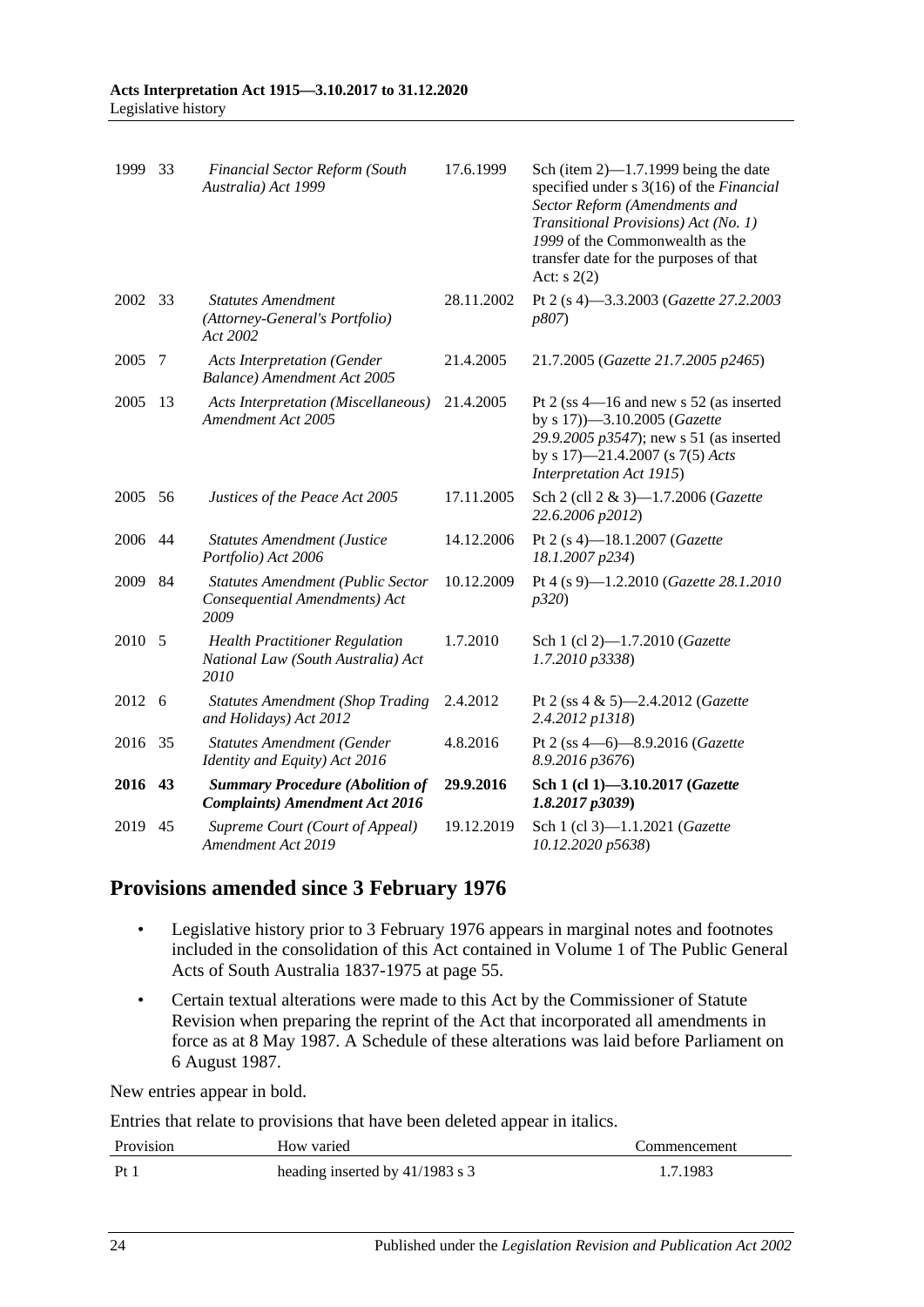| | | | | |
|---|---|---|---|---|
| 1999 | 33 | *Financial Sector Reform (South Australia) Act 1999* | 17.6.1999 | Sch (item 2)—1.7.1999 being the date specified under s 3(16) of the *Financial Sector Reform (Amendments and Transitional Provisions) Act (No. 1) 1999* of the Commonwealth as the transfer date for the purposes of that Act: s 2(2) |
| 2002 | 33 | *Statutes Amendment (Attorney-General's Portfolio) Act 2002* | 28.11.2002 | Pt 2 (s 4)—3.3.2003 (*Gazette 27.2.2003 p807*) |
| 2005 | 7 | *Acts Interpretation (Gender Balance) Amendment Act 2005* | 21.4.2005 | 21.7.2005 (*Gazette 21.7.2005 p2465*) |
| 2005 | 13 | *Acts Interpretation (Miscellaneous) Amendment Act 2005* | 21.4.2005 | Pt 2 (ss 4—16 and new s 52 (as inserted by s 17))—3.10.2005 (*Gazette 29.9.2005 p3547*); new s 51 (as inserted by s 17)—21.4.2007 (s 7(5) *Acts Interpretation Act 1915*) |
| 2005 | 56 | *Justices of the Peace Act 2005* | 17.11.2005 | Sch 2 (cll 2 & 3)—1.7.2006 (*Gazette 22.6.2006 p2012*) |
| 2006 | 44 | *Statutes Amendment (Justice Portfolio) Act 2006* | 14.12.2006 | Pt 2 (s 4)—18.1.2007 (*Gazette 18.1.2007 p234*) |
| 2009 | 84 | *Statutes Amendment (Public Sector Consequential Amendments) Act 2009* | 10.12.2009 | Pt 4 (s 9)—1.2.2010 (*Gazette 28.1.2010 p320*) |
| 2010 | 5 | *Health Practitioner Regulation National Law (South Australia) Act 2010* | 1.7.2010 | Sch 1 (cl 2)—1.7.2010 (*Gazette 1.7.2010 p3338*) |
| 2012 | 6 | *Statutes Amendment (Shop Trading and Holidays) Act 2012* | 2.4.2012 | Pt 2 (ss 4 & 5)—2.4.2012 (*Gazette 2.4.2012 p1318*) |
| 2016 | 35 | *Statutes Amendment (Gender Identity and Equity) Act 2016* | 4.8.2016 | Pt 2 (ss 4—6)—8.9.2016 (*Gazette 8.9.2016 p3676*) |
| **2016** | **43** | ***Summary Procedure (Abolition of Complaints) Amendment Act 2016*** | **29.9.2016** | **Sch 1 (cl 1)—3.10.2017 (*Gazette 1.8.2017 p3039*)** |
| 2019 | 45 | *Supreme Court (Court of Appeal) Amendment Act 2019* | 19.12.2019 | Sch 1 (cl 3)—1.1.2021 (*Gazette 10.12.2020 p5638*) |

## Provisions amended since 3 February 1976

- Legislative history prior to 3 February 1976 appears in marginal notes and footnotes included in the consolidation of this Act contained in Volume 1 of The Public General Acts of South Australia 1837-1975 at page 55.
- Certain textual alterations were made to this Act by the Commissioner of Statute Revision when preparing the reprint of the Act that incorporated all amendments in force as at 8 May 1987. A Schedule of these alterations was laid before Parliament on 6 August 1987.

New entries appear in bold.

Entries that relate to provisions that have been deleted appear in italics.

| Provision | How varied | Commencement |
|---|---|---|
| Pt 1 | heading inserted by 41/1983 s 3 | 1.7.1983 |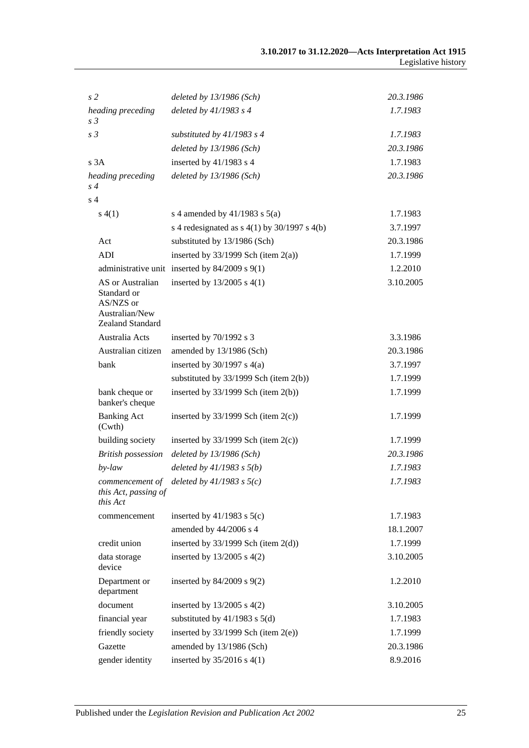| | | |
|---|---|---|
| *s 2* | *deleted by 13/1986 (Sch)* | *20.3.1986* |
| *heading preceding s 3* | *deleted by 41/1983 s 4* | *1.7.1983* |
| *s 3* | *substituted by 41/1983 s 4* | *1.7.1983* |
| | *deleted by 13/1986 (Sch)* | *20.3.1986* |
| s 3A | inserted by 41/1983 s 4 | 1.7.1983 |
| *heading preceding s 4* | *deleted by 13/1986 (Sch)* | *20.3.1986* |
| s 4 | | |
| s 4(1) | s 4 amended by 41/1983 s 5(a) | 1.7.1983 |
| | s 4 redesignated as s 4(1) by 30/1997 s 4(b) | 3.7.1997 |
| Act | substituted by 13/1986 (Sch) | 20.3.1986 |
| ADI | inserted by 33/1999 Sch (item 2(a)) | 1.7.1999 |
| administrative unit | inserted by 84/2009 s 9(1) | 1.2.2010 |
| AS or Australian Standard or AS/NZS or Australian/New Zealand Standard | inserted by 13/2005 s 4(1) | 3.10.2005 |
| Australia Acts | inserted by 70/1992 s 3 | 3.3.1986 |
| Australian citizen | amended by 13/1986 (Sch) | 20.3.1986 |
| bank | inserted by 30/1997 s 4(a) | 3.7.1997 |
| | substituted by 33/1999 Sch (item 2(b)) | 1.7.1999 |
| bank cheque or banker's cheque | inserted by 33/1999 Sch (item 2(b)) | 1.7.1999 |
| Banking Act (Cwth) | inserted by 33/1999 Sch (item 2(c)) | 1.7.1999 |
| building society | inserted by 33/1999 Sch (item 2(c)) | 1.7.1999 |
| *British possession* | *deleted by 13/1986 (Sch)* | *20.3.1986* |
| *by-law* | *deleted by 41/1983 s 5(b)* | *1.7.1983* |
| *commencement of this Act, passing of this Act* | *deleted by 41/1983 s 5(c)* | *1.7.1983* |
| commencement | inserted by 41/1983 s 5(c) | 1.7.1983 |
| | amended by 44/2006 s 4 | 18.1.2007 |
| credit union | inserted by 33/1999 Sch (item 2(d)) | 1.7.1999 |
| data storage device | inserted by 13/2005 s 4(2) | 3.10.2005 |
| Department or department | inserted by 84/2009 s 9(2) | 1.2.2010 |
| document | inserted by 13/2005 s 4(2) | 3.10.2005 |
| financial year | substituted by 41/1983 s 5(d) | 1.7.1983 |
| friendly society | inserted by 33/1999 Sch (item 2(e)) | 1.7.1999 |
| Gazette | amended by 13/1986 (Sch) | 20.3.1986 |
| gender identity | inserted by 35/2016 s 4(1) | 8.9.2016 |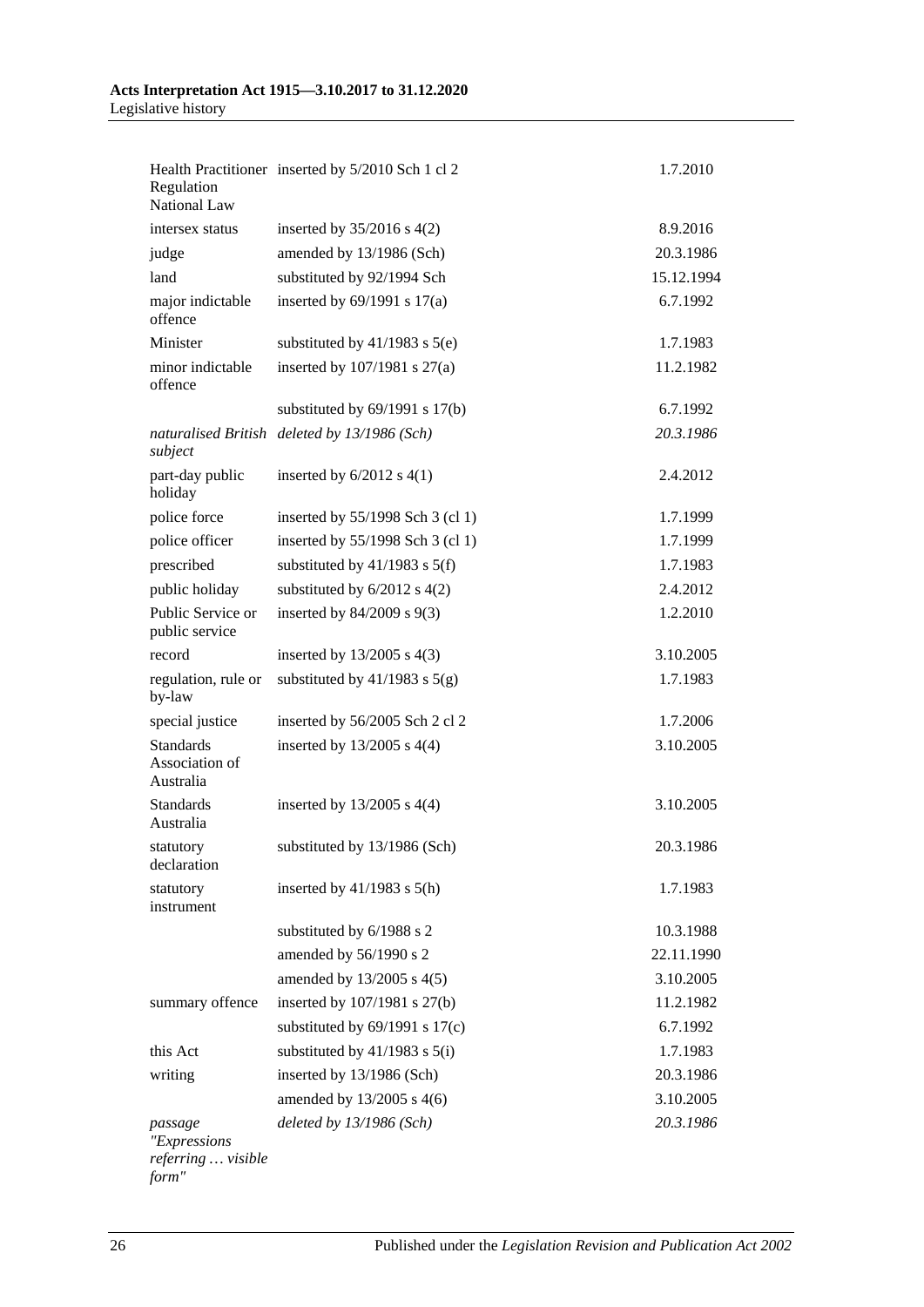| | | |
|---|---|---|
| Health Practitioner Regulation National Law | inserted by 5/2010 Sch 1 cl 2 | 1.7.2010 |
| intersex status | inserted by 35/2016 s 4(2) | 8.9.2016 |
| judge | amended by 13/1986 (Sch) | 20.3.1986 |
| land | substituted by 92/1994 Sch | 15.12.1994 |
| major indictable offence | inserted by 69/1991 s 17(a) | 6.7.1992 |
| Minister | substituted by 41/1983 s 5(e) | 1.7.1983 |
| minor indictable offence | inserted by 107/1981 s 27(a) | 11.2.1982 |
| | substituted by 69/1991 s 17(b) | 6.7.1992 |
| *naturalised British subject* | *deleted by 13/1986 (Sch)* | *20.3.1986* |
| part-day public holiday | inserted by 6/2012 s 4(1) | 2.4.2012 |
| police force | inserted by 55/1998 Sch 3 (cl 1) | 1.7.1999 |
| police officer | inserted by 55/1998 Sch 3 (cl 1) | 1.7.1999 |
| prescribed | substituted by 41/1983 s 5(f) | 1.7.1983 |
| public holiday | substituted by 6/2012 s 4(2) | 2.4.2012 |
| Public Service or public service | inserted by 84/2009 s 9(3) | 1.2.2010 |
| record | inserted by 13/2005 s 4(3) | 3.10.2005 |
| regulation, rule or by-law | substituted by 41/1983 s 5(g) | 1.7.1983 |
| special justice | inserted by 56/2005 Sch 2 cl 2 | 1.7.2006 |
| Standards Association of Australia | inserted by 13/2005 s 4(4) | 3.10.2005 |
| Standards Australia | inserted by 13/2005 s 4(4) | 3.10.2005 |
| statutory declaration | substituted by 13/1986 (Sch) | 20.3.1986 |
| statutory instrument | inserted by 41/1983 s 5(h) | 1.7.1983 |
| | substituted by 6/1988 s 2 | 10.3.1988 |
| | amended by 56/1990 s 2 | 22.11.1990 |
| | amended by 13/2005 s 4(5) | 3.10.2005 |
| summary offence | inserted by 107/1981 s 27(b) | 11.2.1982 |
| | substituted by 69/1991 s 17(c) | 6.7.1992 |
| this Act | substituted by 41/1983 s 5(i) | 1.7.1983 |
| writing | inserted by 13/1986 (Sch) | 20.3.1986 |
| | amended by 13/2005 s 4(6) | 3.10.2005 |
| *passage "Expressions referring … visible form"* | *deleted by 13/1986 (Sch)* | *20.3.1986* |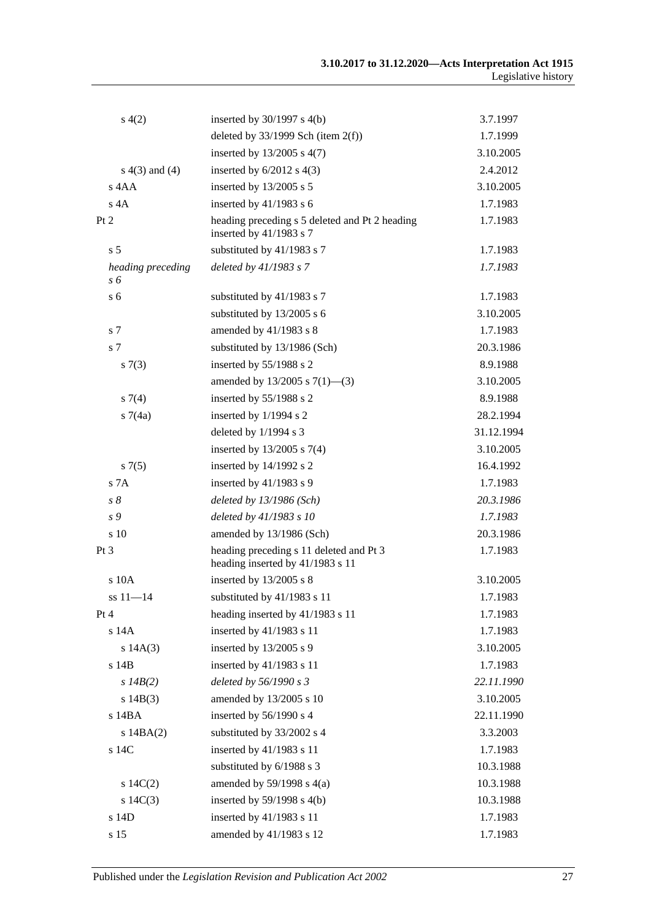| | | |
|---|---|---|
| s 4(2) | inserted by 30/1997 s 4(b) | 3.7.1997 |
| | deleted by 33/1999 Sch (item 2(f)) | 1.7.1999 |
| | inserted by 13/2005 s 4(7) | 3.10.2005 |
| s 4(3) and (4) | inserted by 6/2012 s 4(3) | 2.4.2012 |
| s 4AA | inserted by 13/2005 s 5 | 3.10.2005 |
| s 4A | inserted by 41/1983 s 6 | 1.7.1983 |
| Pt 2 | heading preceding s 5 deleted and Pt 2 heading inserted by 41/1983 s 7 | 1.7.1983 |
| s 5 | substituted by 41/1983 s 7 | 1.7.1983 |
| *heading preceding s 6* | *deleted by 41/1983 s 7* | *1.7.1983* |
| s 6 | substituted by 41/1983 s 7 | 1.7.1983 |
| | substituted by 13/2005 s 6 | 3.10.2005 |
| s 7 | amended by 41/1983 s 8 | 1.7.1983 |
| s 7 | substituted by 13/1986 (Sch) | 20.3.1986 |
| s 7(3) | inserted by 55/1988 s 2 | 8.9.1988 |
| | amended by 13/2005 s 7(1)—(3) | 3.10.2005 |
| s 7(4) | inserted by 55/1988 s 2 | 8.9.1988 |
| s 7(4a) | inserted by 1/1994 s 2 | 28.2.1994 |
| | deleted by 1/1994 s 3 | 31.12.1994 |
| | inserted by 13/2005 s 7(4) | 3.10.2005 |
| s 7(5) | inserted by 14/1992 s 2 | 16.4.1992 |
| s 7A | inserted by 41/1983 s 9 | 1.7.1983 |
| *s 8* | *deleted by 13/1986 (Sch)* | *20.3.1986* |
| *s 9* | *deleted by 41/1983 s 10* | *1.7.1983* |
| s 10 | amended by 13/1986 (Sch) | 20.3.1986 |
| Pt 3 | heading preceding s 11 deleted and Pt 3 heading inserted by 41/1983 s 11 | 1.7.1983 |
| s 10A | inserted by 13/2005 s 8 | 3.10.2005 |
| ss 11—14 | substituted by 41/1983 s 11 | 1.7.1983 |
| Pt 4 | heading inserted by 41/1983 s 11 | 1.7.1983 |
| s 14A | inserted by 41/1983 s 11 | 1.7.1983 |
| s 14A(3) | inserted by 13/2005 s 9 | 3.10.2005 |
| s 14B | inserted by 41/1983 s 11 | 1.7.1983 |
| *s 14B(2)* | *deleted by 56/1990 s 3* | *22.11.1990* |
| s 14B(3) | amended by 13/2005 s 10 | 3.10.2005 |
| s 14BA | inserted by 56/1990 s 4 | 22.11.1990 |
| s 14BA(2) | substituted by 33/2002 s 4 | 3.3.2003 |
| s 14C | inserted by 41/1983 s 11 | 1.7.1983 |
| | substituted by 6/1988 s 3 | 10.3.1988 |
| s 14C(2) | amended by 59/1998 s 4(a) | 10.3.1988 |
| s 14C(3) | inserted by 59/1998 s 4(b) | 10.3.1988 |
| s 14D | inserted by 41/1983 s 11 | 1.7.1983 |
| s 15 | amended by 41/1983 s 12 | 1.7.1983 |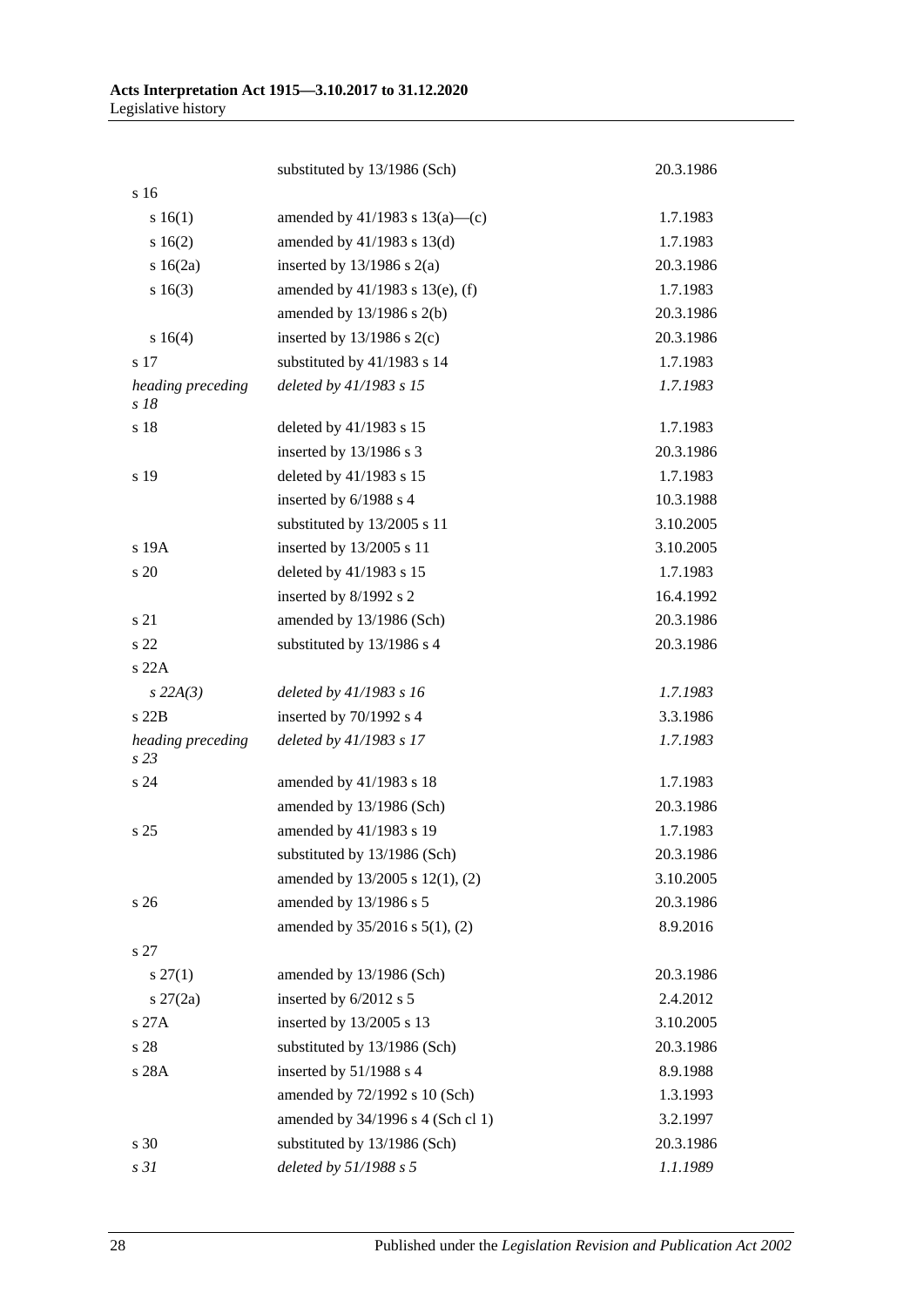| | | |
|---|---|---|
| | substituted by 13/1986 (Sch) | 20.3.1986 |
| s 16 | | |
| s 16(1) | amended by 41/1983 s 13(a)—(c) | 1.7.1983 |
| s 16(2) | amended by 41/1983 s 13(d) | 1.7.1983 |
| s 16(2a) | inserted by 13/1986 s 2(a) | 20.3.1986 |
| s 16(3) | amended by 41/1983 s 13(e), (f) | 1.7.1983 |
| | amended by 13/1986 s 2(b) | 20.3.1986 |
| s 16(4) | inserted by 13/1986 s 2(c) | 20.3.1986 |
| s 17 | substituted by 41/1983 s 14 | 1.7.1983 |
| *heading preceding s 18* | *deleted by 41/1983 s 15* | *1.7.1983* |
| s 18 | deleted by 41/1983 s 15 | 1.7.1983 |
| | inserted by 13/1986 s 3 | 20.3.1986 |
| s 19 | deleted by 41/1983 s 15 | 1.7.1983 |
| | inserted by 6/1988 s 4 | 10.3.1988 |
| | substituted by 13/2005 s 11 | 3.10.2005 |
| s 19A | inserted by 13/2005 s 11 | 3.10.2005 |
| s 20 | deleted by 41/1983 s 15 | 1.7.1983 |
| | inserted by 8/1992 s 2 | 16.4.1992 |
| s 21 | amended by 13/1986 (Sch) | 20.3.1986 |
| s 22 | substituted by 13/1986 s 4 | 20.3.1986 |
| s 22A | | |
| *s 22A(3)* | *deleted by 41/1983 s 16* | *1.7.1983* |
| s 22B | inserted by 70/1992 s 4 | 3.3.1986 |
| *heading preceding s 23* | *deleted by 41/1983 s 17* | *1.7.1983* |
| s 24 | amended by 41/1983 s 18 | 1.7.1983 |
| | amended by 13/1986 (Sch) | 20.3.1986 |
| s 25 | amended by 41/1983 s 19 | 1.7.1983 |
| | substituted by 13/1986 (Sch) | 20.3.1986 |
| | amended by 13/2005 s 12(1), (2) | 3.10.2005 |
| s 26 | amended by 13/1986 s 5 | 20.3.1986 |
| | amended by 35/2016 s 5(1), (2) | 8.9.2016 |
| s 27 | | |
| s 27(1) | amended by 13/1986 (Sch) | 20.3.1986 |
| s 27(2a) | inserted by 6/2012 s 5 | 2.4.2012 |
| s 27A | inserted by 13/2005 s 13 | 3.10.2005 |
| s 28 | substituted by 13/1986 (Sch) | 20.3.1986 |
| s 28A | inserted by 51/1988 s 4 | 8.9.1988 |
| | amended by 72/1992 s 10 (Sch) | 1.3.1993 |
| | amended by 34/1996 s 4 (Sch cl 1) | 3.2.1997 |
| s 30 | substituted by 13/1986 (Sch) | 20.3.1986 |
| *s 31* | *deleted by 51/1988 s 5* | *1.1.1989* |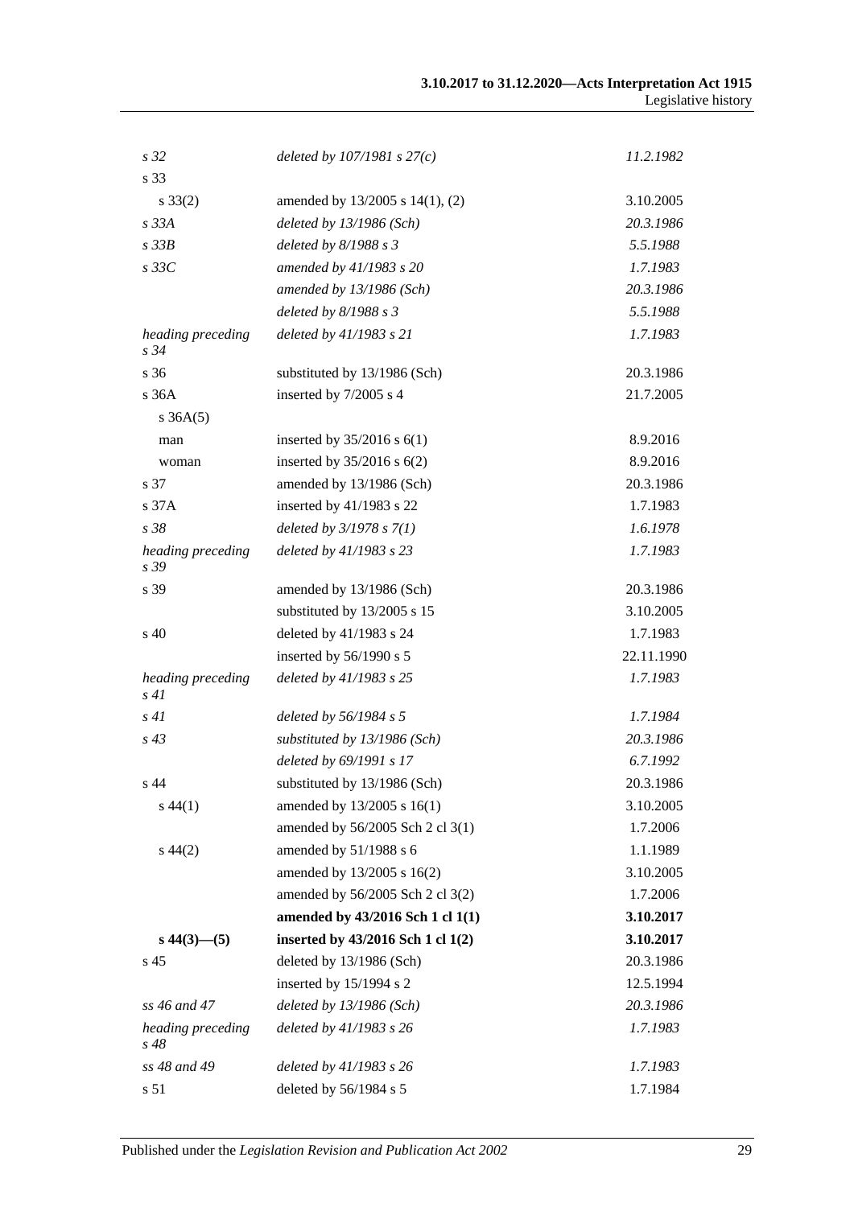| | | |
|---|---|---|
| *s 32* | *deleted by 107/1981 s 27(c)* | *11.2.1982* |
| s 33 | | |
| s 33(2) | amended by 13/2005 s 14(1), (2) | 3.10.2005 |
| *s 33A* | *deleted by 13/1986 (Sch)* | *20.3.1986* |
| *s 33B* | *deleted by 8/1988 s 3* | *5.5.1988* |
| *s 33C* | *amended by 41/1983 s 20* | *1.7.1983* |
| | *amended by 13/1986 (Sch)* | *20.3.1986* |
| | *deleted by 8/1988 s 3* | *5.5.1988* |
| *heading preceding s 34* | *deleted by 41/1983 s 21* | *1.7.1983* |
| s 36 | substituted by 13/1986 (Sch) | 20.3.1986 |
| s 36A | inserted by 7/2005 s 4 | 21.7.2005 |
| s 36A(5) | | |
| man | inserted by 35/2016 s 6(1) | 8.9.2016 |
| woman | inserted by 35/2016 s 6(2) | 8.9.2016 |
| s 37 | amended by 13/1986 (Sch) | 20.3.1986 |
| s 37A | inserted by 41/1983 s 22 | 1.7.1983 |
| *s 38* | *deleted by 3/1978 s 7(1)* | *1.6.1978* |
| *heading preceding s 39* | *deleted by 41/1983 s 23* | *1.7.1983* |
| s 39 | amended by 13/1986 (Sch) | 20.3.1986 |
| | substituted by 13/2005 s 15 | 3.10.2005 |
| s 40 | deleted by 41/1983 s 24 | 1.7.1983 |
| | inserted by 56/1990 s 5 | 22.11.1990 |
| *heading preceding s 41* | *deleted by 41/1983 s 25* | *1.7.1983* |
| *s 41* | *deleted by 56/1984 s 5* | *1.7.1984* |
| *s 43* | *substituted by 13/1986 (Sch)* | *20.3.1986* |
| | *deleted by 69/1991 s 17* | *6.7.1992* |
| s 44 | substituted by 13/1986 (Sch) | 20.3.1986 |
| s 44(1) | amended by 13/2005 s 16(1) | 3.10.2005 |
| | amended by 56/2005 Sch 2 cl 3(1) | 1.7.2006 |
| s 44(2) | amended by 51/1988 s 6 | 1.1.1989 |
| | amended by 13/2005 s 16(2) | 3.10.2005 |
| | amended by 56/2005 Sch 2 cl 3(2) | 1.7.2006 |
| | **amended by 43/2016 Sch 1 cl 1(1)** | **3.10.2017** |
| **s 44(3)—(5)** | **inserted by 43/2016 Sch 1 cl 1(2)** | **3.10.2017** |
| s 45 | deleted by 13/1986 (Sch) | 20.3.1986 |
| | inserted by 15/1994 s 2 | 12.5.1994 |
| *ss 46 and 47* | *deleted by 13/1986 (Sch)* | *20.3.1986* |
| *heading preceding s 48* | *deleted by 41/1983 s 26* | *1.7.1983* |
| *ss 48 and 49* | *deleted by 41/1983 s 26* | *1.7.1983* |
| s 51 | deleted by 56/1984 s 5 | 1.7.1984 |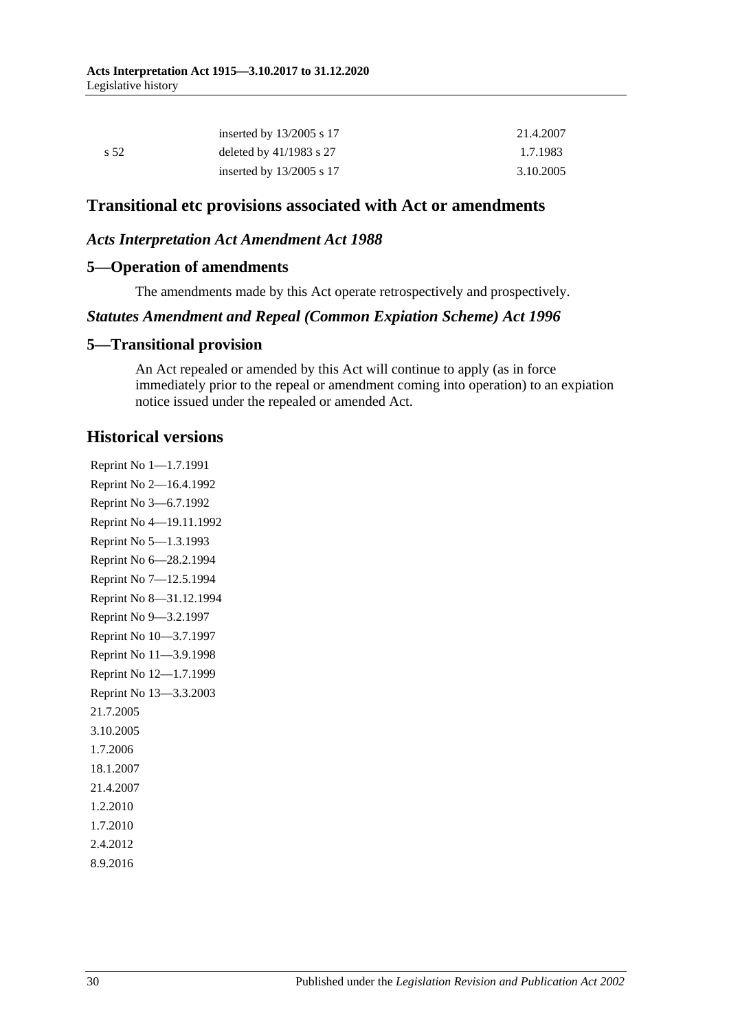| | | |
|---|---|---|
| | inserted by 13/2005 s 17 | 21.4.2007 |
| s 52 | deleted by 41/1983 s 27 | 1.7.1983 |
| | inserted by 13/2005 s 17 | 3.10.2005 |

## Transitional etc provisions associated with Act or amendments

### *Acts Interpretation Act Amendment Act 1988*

### 5—Operation of amendments

The amendments made by this Act operate retrospectively and prospectively.

### *Statutes Amendment and Repeal (Common Expiation Scheme) Act 1996*

### 5—Transitional provision

An Act repealed or amended by this Act will continue to apply (as in force immediately prior to the repeal or amendment coming into operation) to an expiation notice issued under the repealed or amended Act.

## Historical versions

Reprint No 1—1.7.1991
Reprint No 2—16.4.1992
Reprint No 3—6.7.1992
Reprint No 4—19.11.1992
Reprint No 5—1.3.1993
Reprint No 6—28.2.1994
Reprint No 7—12.5.1994
Reprint No 8—31.12.1994
Reprint No 9—3.2.1997
Reprint No 10—3.7.1997
Reprint No 11—3.9.1998
Reprint No 12—1.7.1999
Reprint No 13—3.3.2003
21.7.2005
3.10.2005
1.7.2006
18.1.2007
21.4.2007
1.2.2010
1.7.2010
2.4.2012
8.9.2016